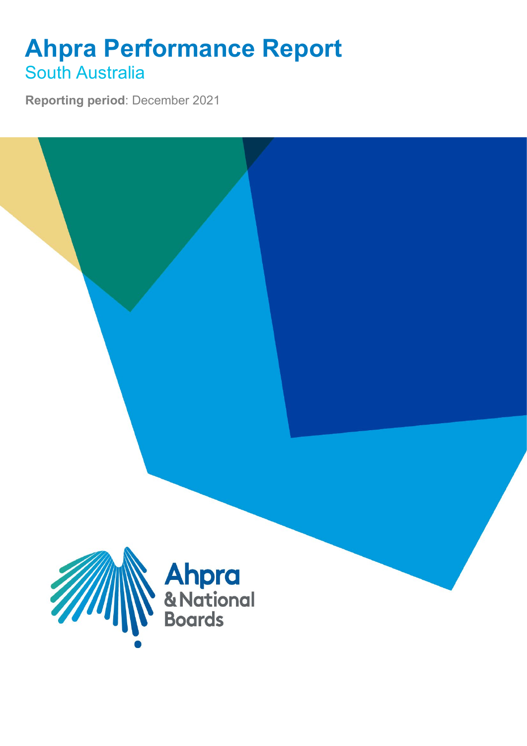# Ahpra Performance Report

## South Australia

**Reporting period**: December 2021

Ahpra
& National
Boards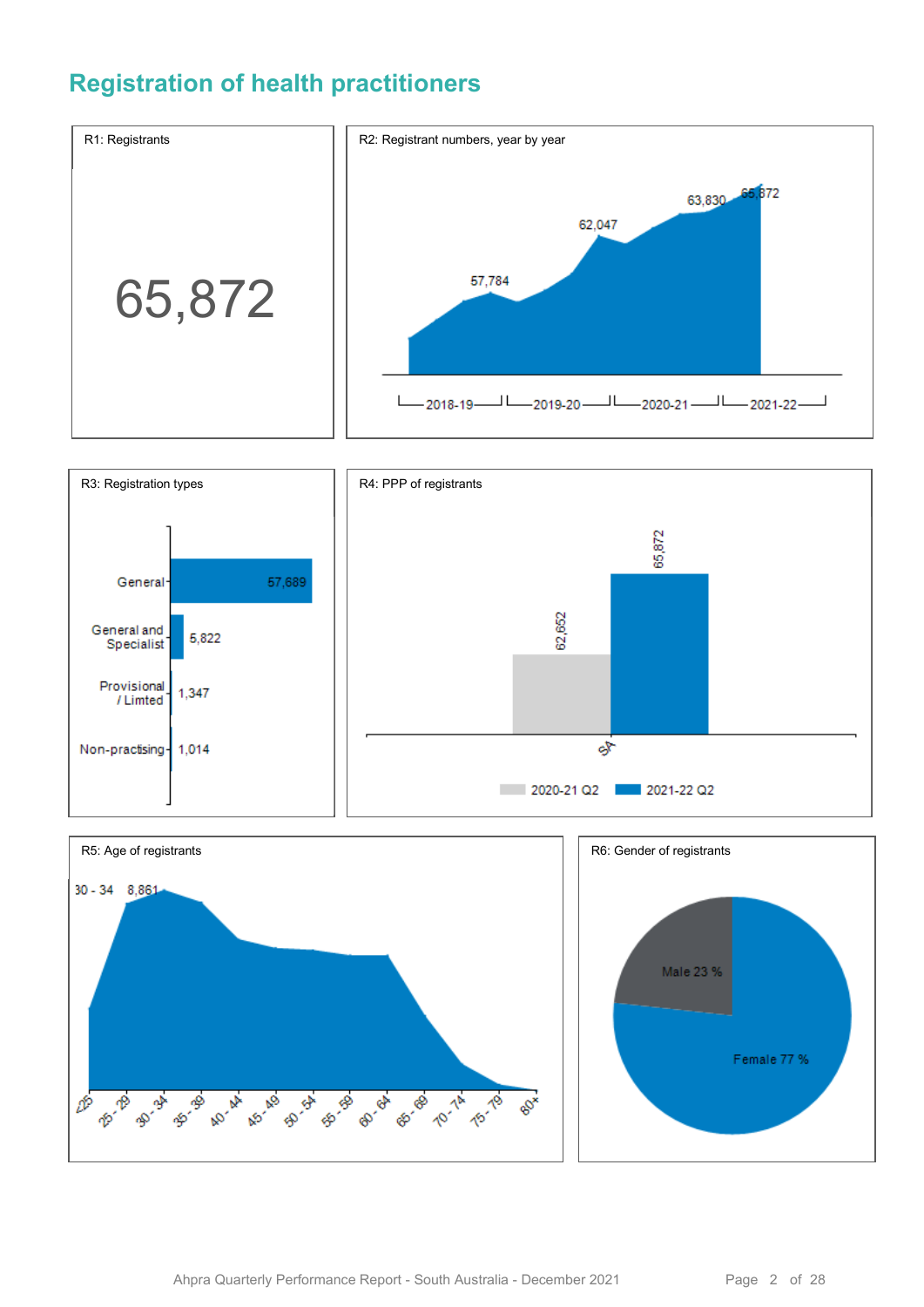# Registration of health practitioners

R1: Registrants

65,872

R2: Registrant numbers, year by year

57,784
62,047
63,830
65,872

2018-19 2019-20 2020-21 2021-22

R3: Registration types

| Registration type | Count |
| --- | --- |
| General | 57,689 |
| General and Specialist | 5,822 |
| Provisional / Limted | 1,347 |
| Non-practising | 1,014 |

R4: PPP of registrants

| | 2020-21 Q2 | 2021-22 Q2 |
| --- | --- | --- |
| SA | 62,652 | 65,872 |

R5: Age of registrants

30 - 34 8,861

<25, 25 - 29, 30 - 34, 35 - 39, 40 - 44, 45 - 49, 50 - 54, 55 - 59, 60 - 64, 65 - 69, 70 - 74, 75 - 79, 80+

R6: Gender of registrants

Male 23 %

Female 77 %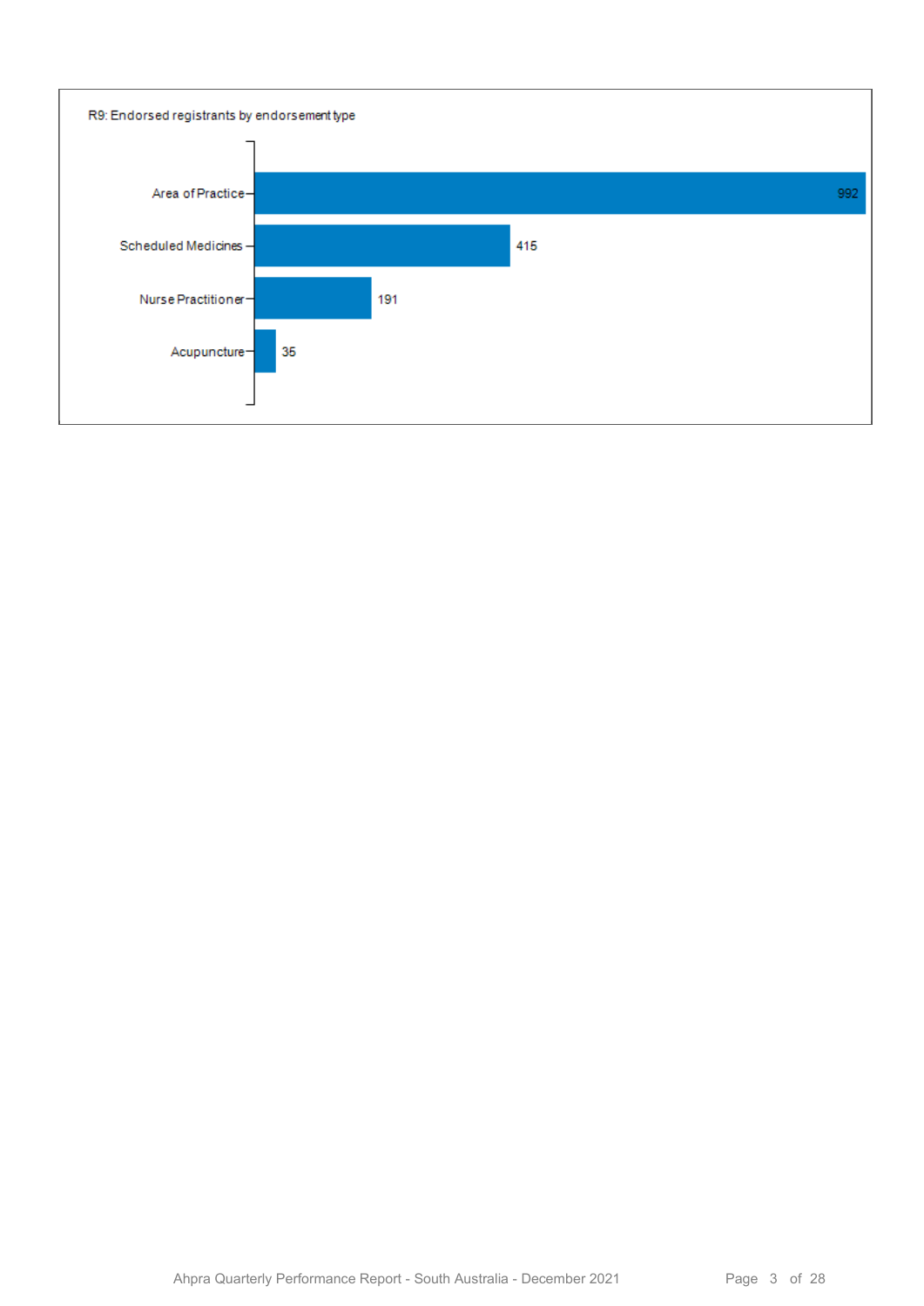R9: Endorsed registrants by endorsement type

| Endorsement type | Registrants |
| --- | --- |
| Area of Practice | 992 |
| Scheduled Medicines | 415 |
| Nurse Practitioner | 191 |
| Acupuncture | 35 |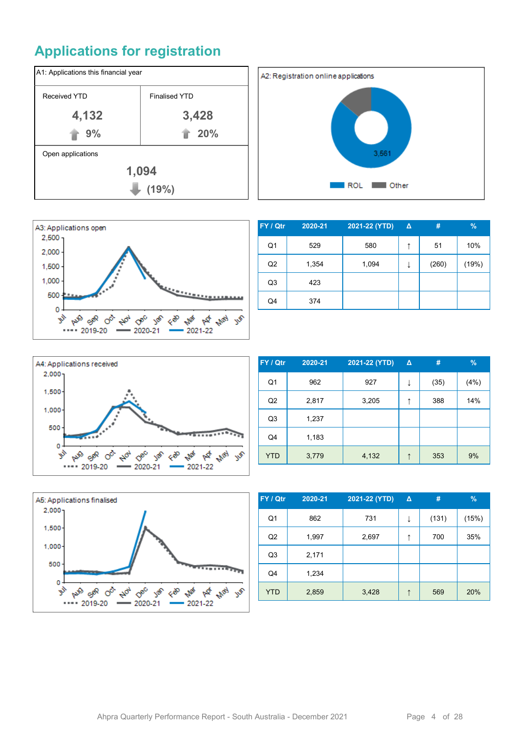# Applications for registration

**A1: Applications this financial year**

| Received YTD | Finalised YTD |
|---|---|
| **4,132** | **3,428** |
| ↑ 9% | ↑ 20% |

Open applications

**1,094**

↓ (19%)

A2: Registration online applications

3,561

ROL  Other

A3: Applications open

2019-20  2020-21  2021-22

| FY / Qtr | 2020-21 | 2021-22 (YTD) | Δ | # | % |
|---|---|---|---|---|---|
| Q1 | 529 | 580 | ↑ | 51 | 10% |
| Q2 | 1,354 | 1,094 | ↓ | (260) | (19%) |
| Q3 | 423 | | | | |
| Q4 | 374 | | | | |

A4: Applications received

2019-20  2020-21  2021-22

| FY / Qtr | 2020-21 | 2021-22 (YTD) | Δ | # | % |
|---|---|---|---|---|---|
| Q1 | 962 | 927 | ↓ | (35) | (4%) |
| Q2 | 2,817 | 3,205 | ↑ | 388 | 14% |
| Q3 | 1,237 | | | | |
| Q4 | 1,183 | | | | |
| YTD | 3,779 | 4,132 | ↑ | 353 | 9% |

A5: Applications finalised

2019-20  2020-21  2021-22

| FY / Qtr | 2020-21 | 2021-22 (YTD) | Δ | # | % |
|---|---|---|---|---|---|
| Q1 | 862 | 731 | ↓ | (131) | (15%) |
| Q2 | 1,997 | 2,697 | ↑ | 700 | 35% |
| Q3 | 2,171 | | | | |
| Q4 | 1,234 | | | | |
| YTD | 2,859 | 3,428 | ↑ | 569 | 20% |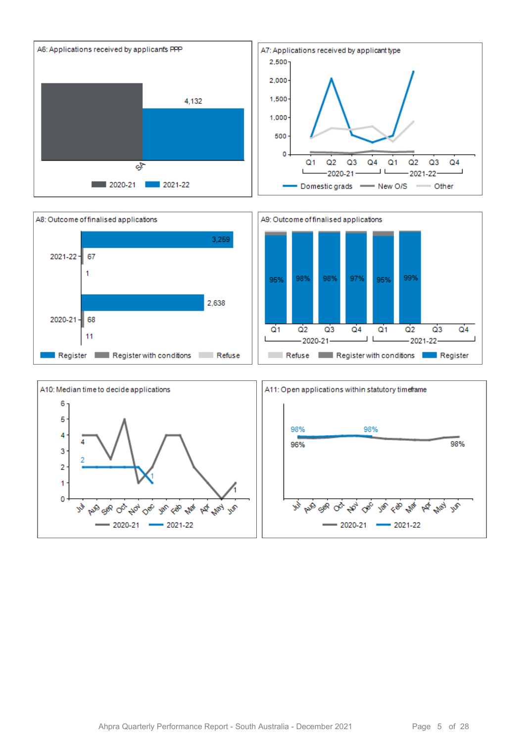A6: Applications received by applicants PPP

SA — 2020-21, 2021-22: 4,132

A7: Applications received by applicant type

Domestic grads, New O/S, Other — Q1–Q4 2020-21, Q1–Q4 2021-22

A8: Outcome of finalised applications

| | Register | Register with conditions | Refuse |
|---|---|---|---|
| 2021-22 | 3,259 | 67 | 1 |
| 2020-21 | 2,638 | 68 | 11 |

A9: Outcome of finalised applications

| | 2020-21 Q1 | 2020-21 Q2 | 2020-21 Q3 | 2020-21 Q4 | 2021-22 Q1 | 2021-22 Q2 | 2021-22 Q3 | 2021-22 Q4 |
|---|---|---|---|---|---|---|---|---|
| Register | 95% | 98% | 98% | 97% | 95% | 99% | | |

Refuse, Register with conditions, Register

A10: Median time to decide applications

2020-21: Jul 4; 2021-22: Jul 2, Dec 1; 2020-21: Jun 1

A11: Open applications within statutory timeframe

2021-22: Jul 98%, Dec 98%; 2020-21: Jul 96%, Jun 98%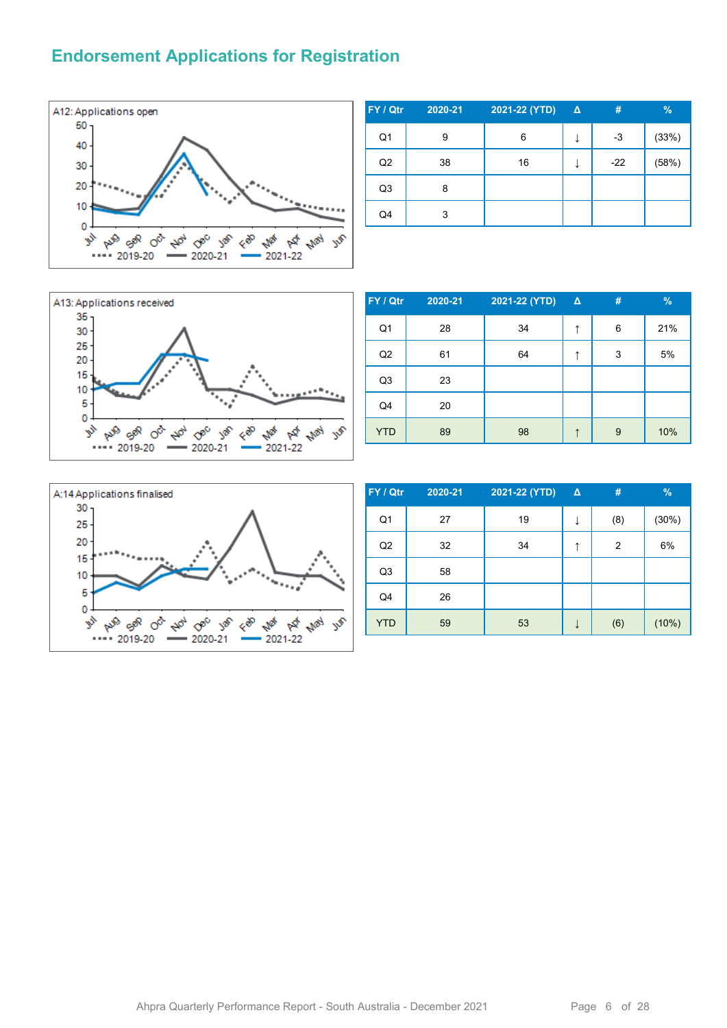## Endorsement Applications for Registration

A12: Applications open

| FY / Qtr | 2020-21 | 2021-22 (YTD) | Δ | # | % |
|---|---|---|---|---|---|
| Q1 | 9 | 6 | ↓ | -3 | (33%) |
| Q2 | 38 | 16 | ↓ | -22 | (58%) |
| Q3 | 8 | | | | |
| Q4 | 3 | | | | |

A13: Applications received

| FY / Qtr | 2020-21 | 2021-22 (YTD) | Δ | # | % |
|---|---|---|---|---|---|
| Q1 | 28 | 34 | ↑ | 6 | 21% |
| Q2 | 61 | 64 | ↑ | 3 | 5% |
| Q3 | 23 | | | | |
| Q4 | 20 | | | | |
| YTD | 89 | 98 | ↑ | 9 | 10% |

A:14 Applications finalised

| FY / Qtr | 2020-21 | 2021-22 (YTD) | Δ | # | % |
|---|---|---|---|---|---|
| Q1 | 27 | 19 | ↓ | (8) | (30%) |
| Q2 | 32 | 34 | ↑ | 2 | 6% |
| Q3 | 58 | | | | |
| Q4 | 26 | | | | |
| YTD | 59 | 53 | ↓ | (6) | (10%) |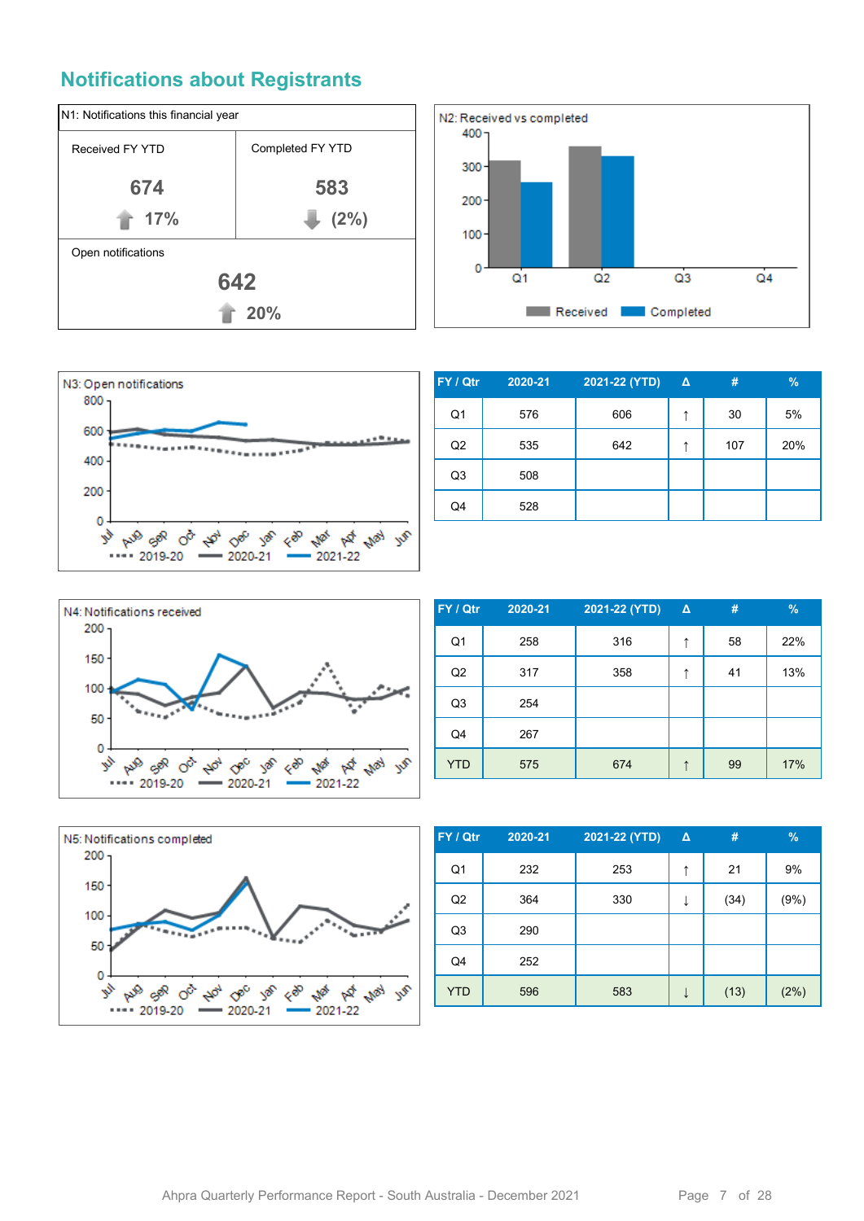## Notifications about Registrants

**N1: Notifications this financial year**

| Received FY YTD | Completed FY YTD |
|---|---|
| 674 | 583 |
| ↑ 17% | ↓ (2%) |

Open notifications

642

↑ 20%

N2: Received vs completed

N3: Open notifications

| FY / Qtr | 2020-21 | 2021-22 (YTD) | Δ | # | % |
|---|---|---|---|---|---|
| Q1 | 576 | 606 | ↑ | 30 | 5% |
| Q2 | 535 | 642 | ↑ | 107 | 20% |
| Q3 | 508 | | | | |
| Q4 | 528 | | | | |

N4: Notifications received

| FY / Qtr | 2020-21 | 2021-22 (YTD) | Δ | # | % |
|---|---|---|---|---|---|
| Q1 | 258 | 316 | ↑ | 58 | 22% |
| Q2 | 317 | 358 | ↑ | 41 | 13% |
| Q3 | 254 | | | | |
| Q4 | 267 | | | | |
| YTD | 575 | 674 | ↑ | 99 | 17% |

N5: Notifications completed

| FY / Qtr | 2020-21 | 2021-22 (YTD) | Δ | # | % |
|---|---|---|---|---|---|
| Q1 | 232 | 253 | ↑ | 21 | 9% |
| Q2 | 364 | 330 | ↓ | (34) | (9%) |
| Q3 | 290 | | | | |
| Q4 | 252 | | | | |
| YTD | 596 | 583 | ↓ | (13) | (2%) |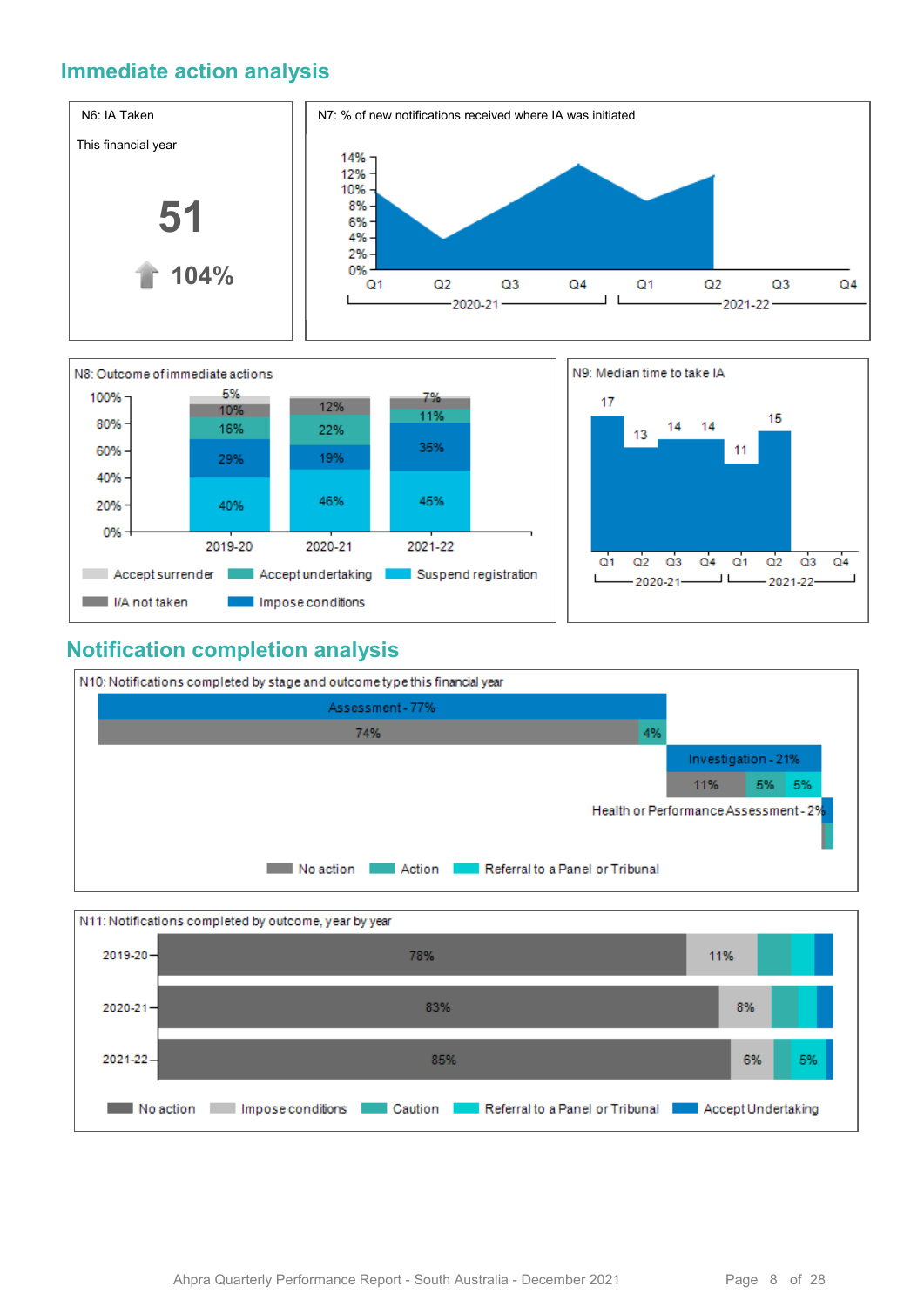## Immediate action analysis

**N6: IA Taken**

This financial year

**51**

104%

**N7: % of new notifications received where IA was initiated**

| | Q1 | Q2 | Q3 | Q4 |
|---|---|---|---|---|
| 2020-21 | | | | |
| 2021-22 | | | | |

**N8: Outcome of immediate actions**

| | Accept surrender | I/A not taken | Accept undertaking | Impose conditions | Suspend registration |
|---|---|---|---|---|---|
| 2019-20 | 5% | 10% | 16% | 29% | 40% |
| 2020-21 | | 12% | 22% | 19% | 46% |
| 2021-22 | | 7% | 11% | 35% | 45% |

**N9: Median time to take IA**

| | Q1 | Q2 | Q3 | Q4 |
|---|---|---|---|---|
| 2020-21 | 17 | 13 | 14 | 14 |
| 2021-22 | 11 | 15 | | |

## Notification completion analysis

**N10: Notifications completed by stage and outcome type this financial year**

| Stage | No action | Action | Referral to a Panel or Tribunal |
|---|---|---|---|
| Assessment - 77% | 74% | 4% | |
| Investigation - 21% | 11% | 5% | 5% |
| Health or Performance Assessment - 2% | | | |

**N11: Notifications completed by outcome, year by year**

| | No action | Impose conditions | Caution | Referral to a Panel or Tribunal | Accept Undertaking |
|---|---|---|---|---|---|
| 2019-20 | 78% | 11% | | | |
| 2020-21 | 83% | 8% | | | |
| 2021-22 | 85% | 6% | | 5% | |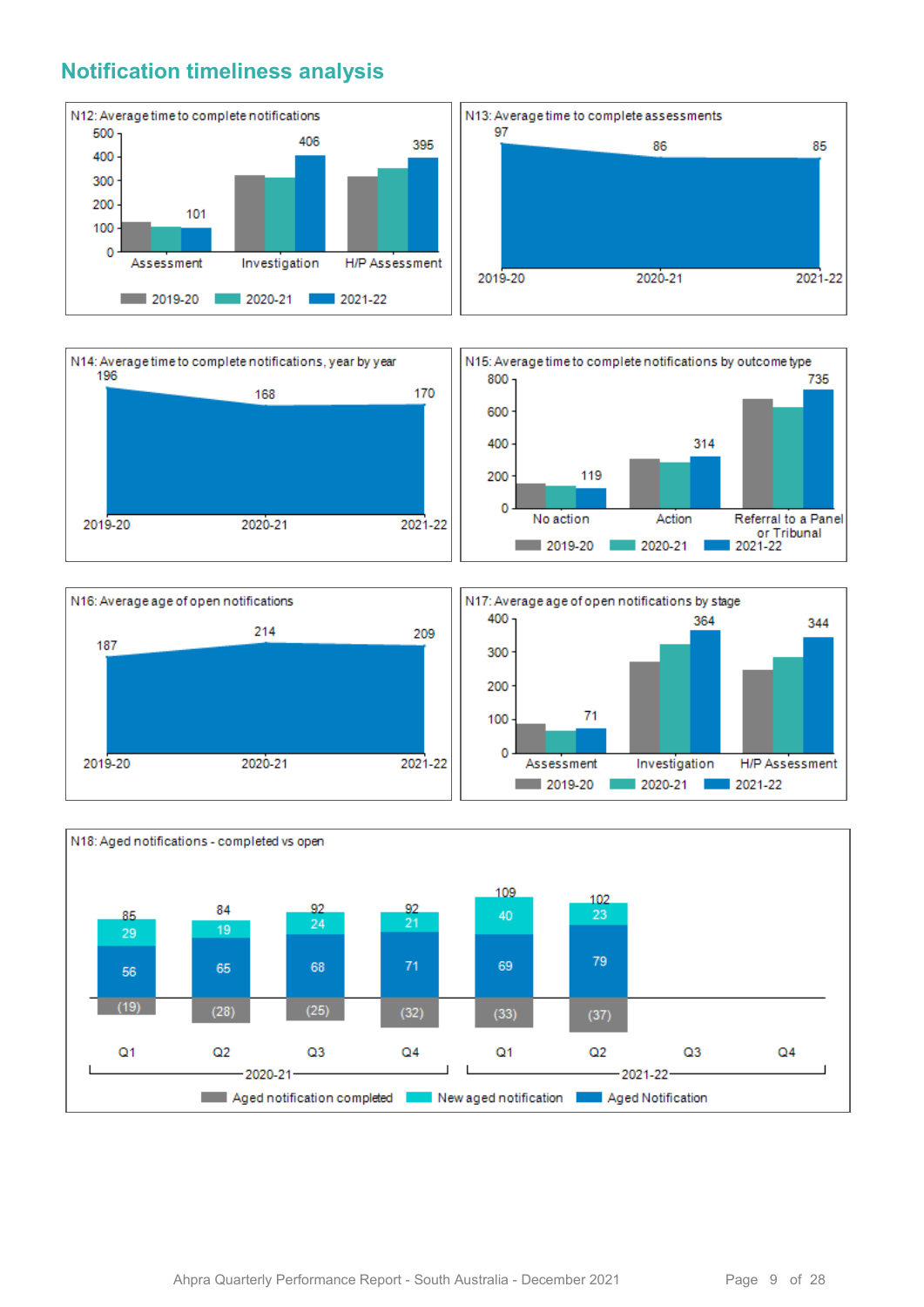## Notification timeliness analysis

**N12: Average time to complete notifications**

| | 2019-20 | 2020-21 | 2021-22 |
|---|---|---|---|
| Assessment | | | 101 |
| Investigation | | | 406 |
| H/P Assessment | | | 395 |

**N13: Average time to complete assessments**

| 2019-20 | 2020-21 | 2021-22 |
|---|---|---|
| 97 | 86 | 85 |

**N14: Average time to complete notifications, year by year**

| 2019-20 | 2020-21 | 2021-22 |
|---|---|---|
| 196 | 168 | 170 |

**N15: Average time to complete notifications by outcome type**

| | 2019-20 | 2020-21 | 2021-22 |
|---|---|---|---|
| No action | | | 119 |
| Action | | | 314 |
| Referral to a Panel or Tribunal | | | 735 |

**N16: Average age of open notifications**

| 2019-20 | 2020-21 | 2021-22 |
|---|---|---|
| 187 | 214 | 209 |

**N17: Average age of open notifications by stage**

| | 2019-20 | 2020-21 | 2021-22 |
|---|---|---|---|
| Assessment | | | 71 |
| Investigation | | | 364 |
| H/P Assessment | | | 344 |

**N18: Aged notifications - completed vs open**

| | 2020-21 Q1 | 2020-21 Q2 | 2020-21 Q3 | 2020-21 Q4 | 2021-22 Q1 | 2021-22 Q2 | 2021-22 Q3 | 2021-22 Q4 |
|---|---|---|---|---|---|---|---|---|
| Aged Notification | 56 | 65 | 68 | 71 | 69 | 79 | | |
| New aged notification | 29 | 19 | 24 | 21 | 40 | 23 | | |
| Total | 85 | 84 | 92 | 92 | 109 | 102 | | |
| Aged notification completed | (19) | (28) | (25) | (32) | (33) | (37) | | |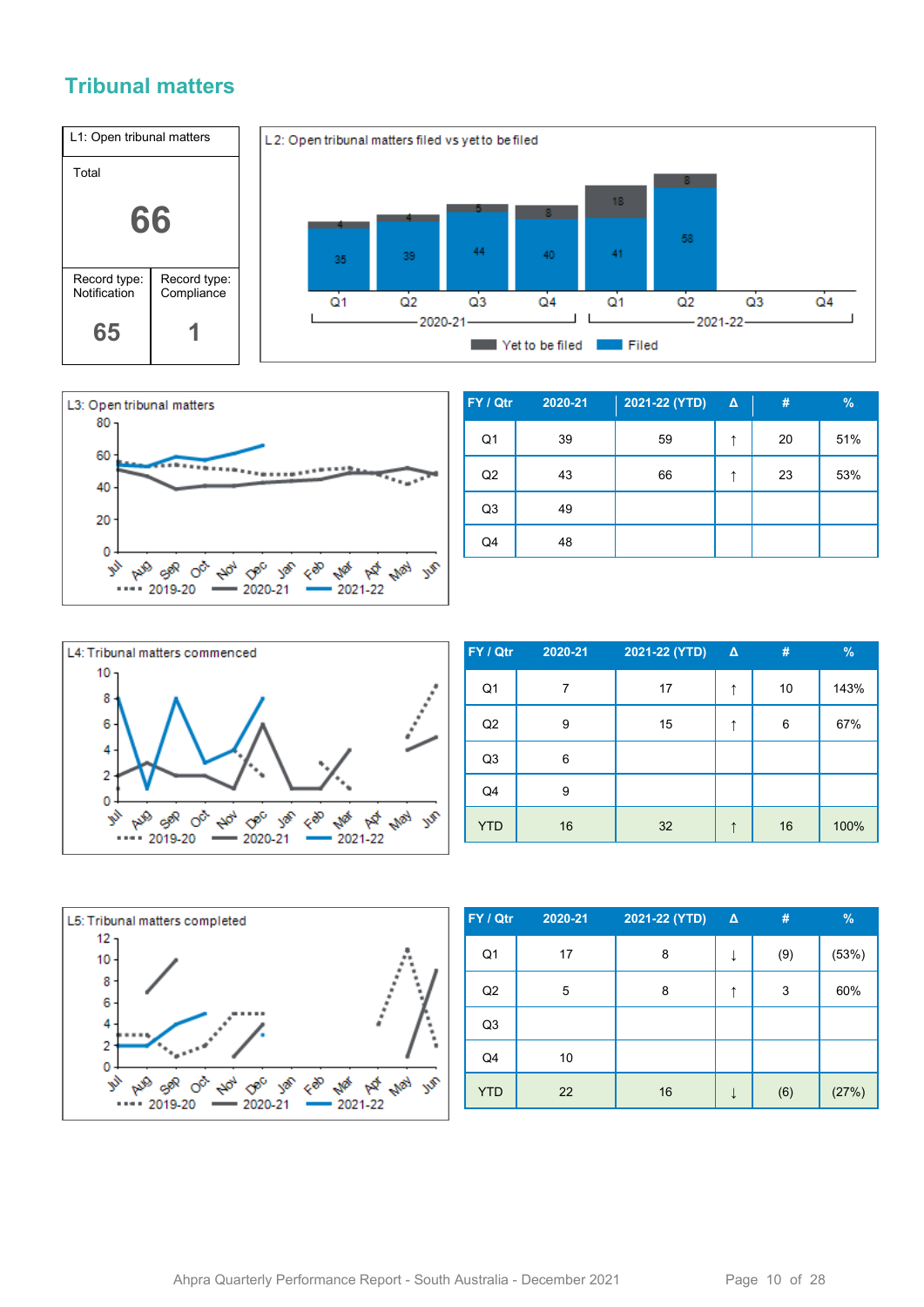## Tribunal matters

| L1: Open tribunal matters | |
|---|---|
| Total | |
| 66 | |
| Record type: Notification | Record type: Compliance |
| 65 | 1 |

L2: Open tribunal matters filed vs yet to be filed

| | 2020-21 Q1 | 2020-21 Q2 | 2020-21 Q3 | 2020-21 Q4 | 2021-22 Q1 | 2021-22 Q2 | 2021-22 Q3 | 2021-22 Q4 |
|---|---|---|---|---|---|---|---|---|
| Yet to be filed | 4 | 4 | 5 | 8 | 18 | 8 | | |
| Filed | 35 | 39 | 44 | 40 | 41 | 58 | | |

L3: Open tribunal matters

| FY / Qtr | 2020-21 | 2021-22 (YTD) | Δ | # | % |
|---|---|---|---|---|---|
| Q1 | 39 | 59 | ↑ | 20 | 51% |
| Q2 | 43 | 66 | ↑ | 23 | 53% |
| Q3 | 49 | | | | |
| Q4 | 48 | | | | |

L4: Tribunal matters commenced

| FY / Qtr | 2020-21 | 2021-22 (YTD) | Δ | # | % |
|---|---|---|---|---|---|
| Q1 | 7 | 17 | ↑ | 10 | 143% |
| Q2 | 9 | 15 | ↑ | 6 | 67% |
| Q3 | 6 | | | | |
| Q4 | 9 | | | | |
| YTD | 16 | 32 | ↑ | 16 | 100% |

L5: Tribunal matters completed

| FY / Qtr | 2020-21 | 2021-22 (YTD) | Δ | # | % |
|---|---|---|---|---|---|
| Q1 | 17 | 8 | ↓ | (9) | (53%) |
| Q2 | 5 | 8 | ↑ | 3 | 60% |
| Q3 | | | | | |
| Q4 | 10 | | | | |
| YTD | 22 | 16 | ↓ | (6) | (27%) |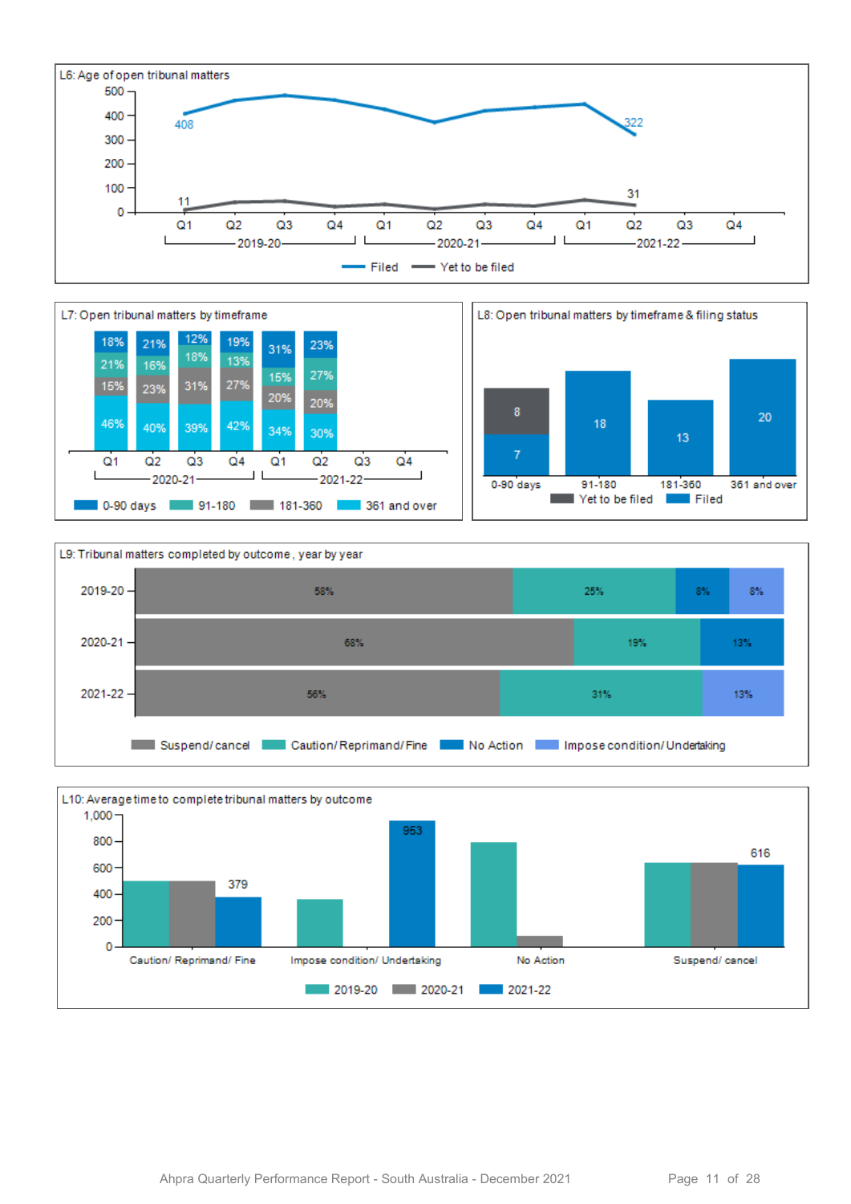**L6: Age of open tribunal matters**

| Year | Quarter | Filed | Yet to be filed |
|---|---|---|---|
| 2019-20 | Q1 | 408 | 11 |
| 2019-20 | Q2 | | |
| 2019-20 | Q3 | | |
| 2019-20 | Q4 | | |
| 2020-21 | Q1 | | |
| 2020-21 | Q2 | | |
| 2020-21 | Q3 | | |
| 2020-21 | Q4 | | |
| 2021-22 | Q1 | | |
| 2021-22 | Q2 | 322 | 31 |
| 2021-22 | Q3 | | |
| 2021-22 | Q4 | | |

**L7: Open tribunal matters by timeframe**

| Year | Quarter | 0-90 days | 91-180 | 181-360 | 361 and over |
|---|---|---|---|---|---|
| 2020-21 | Q1 | 18% | 21% | 15% | 46% |
| 2020-21 | Q2 | 21% | 16% | 23% | 40% |
| 2020-21 | Q3 | 12% | 18% | 31% | 39% |
| 2020-21 | Q4 | 19% | 13% | 27% | 42% |
| 2021-22 | Q1 | 31% | 15% | 20% | 34% |
| 2021-22 | Q2 | 23% | 27% | 20% | 30% |
| 2021-22 | Q3 | | | | |
| 2021-22 | Q4 | | | | |

**L8: Open tribunal matters by timeframe & filing status**

| Timeframe | Yet to be filed | Filed |
|---|---|---|
| 0-90 days | 8 | 7 |
| 91-180 | | 18 |
| 181-360 | | 13 |
| 361 and over | | 20 |

**L9: Tribunal matters completed by outcome, year by year**

| Year | Suspend/cancel | Caution/Reprimand/Fine | No Action | Impose condition/Undertaking |
|---|---|---|---|---|
| 2019-20 | 58% | 25% | 8% | 8% |
| 2020-21 | 68% | 19% | 13% | |
| 2021-22 | 56% | 31% | | 13% |

**L10: Average time to complete tribunal matters by outcome**

| Outcome | 2019-20 | 2020-21 | 2021-22 |
|---|---|---|---|
| Caution/ Reprimand/ Fine | | | 379 |
| Impose condition/ Undertaking | | | 953 |
| No Action | | | |
| Suspend/ cancel | | | 616 |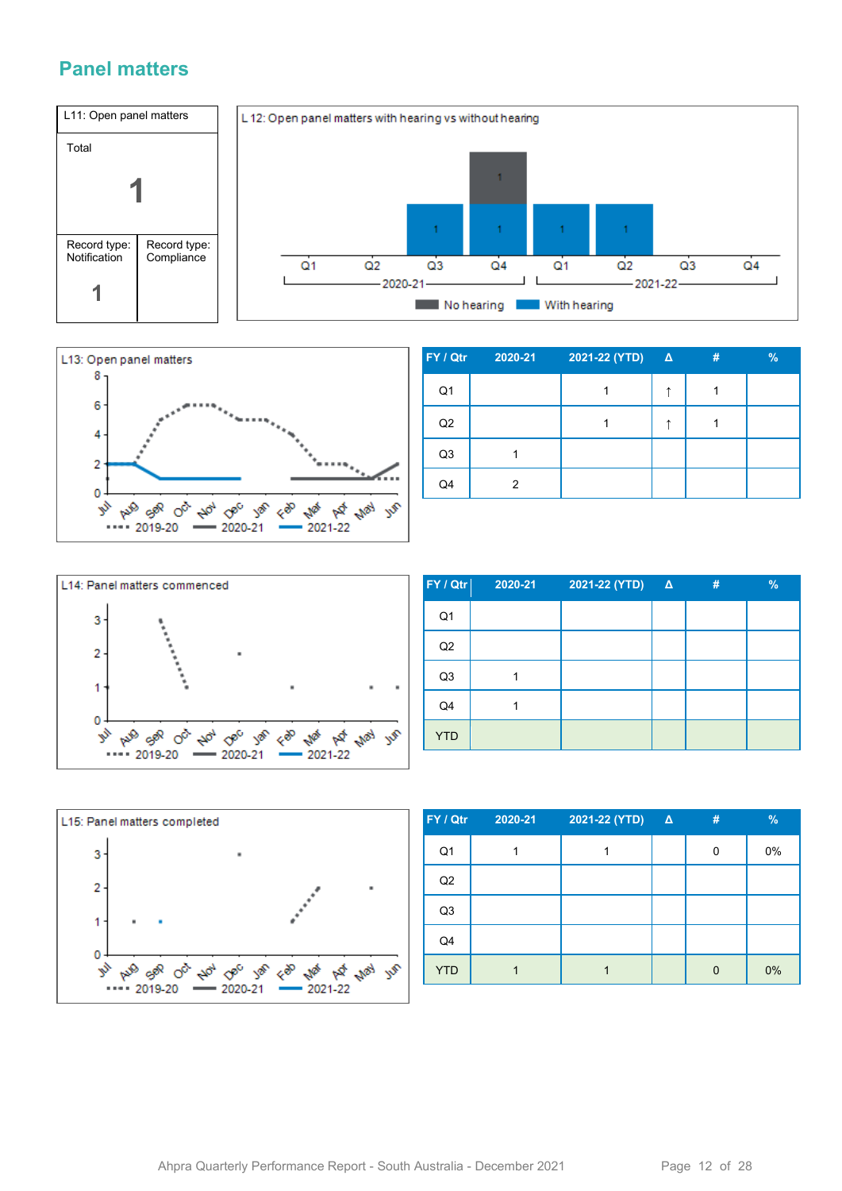# Panel matters

| L11: Open panel matters | |
|---|---|
| Total | |
| **1** | |
| Record type: Notification | Record type: Compliance |
| 1 | |

L 12: Open panel matters with hearing vs without hearing

L13: Open panel matters

| FY / Qtr | 2020-21 | 2021-22 (YTD) | Δ | # | % |
|---|---|---|---|---|---|
| Q1 | | 1 | ↑ | 1 | |
| Q2 | | 1 | ↑ | 1 | |
| Q3 | 1 | | | | |
| Q4 | 2 | | | | |

L14: Panel matters commenced

| FY / Qtr | 2020-21 | 2021-22 (YTD) | Δ | # | % |
|---|---|---|---|---|---|
| Q1 | | | | | |
| Q2 | | | | | |
| Q3 | 1 | | | | |
| Q4 | 1 | | | | |
| YTD | | | | | |

L15: Panel matters completed

| FY / Qtr | 2020-21 | 2021-22 (YTD) | Δ | # | % |
|---|---|---|---|---|---|
| Q1 | 1 | 1 | | 0 | 0% |
| Q2 | | | | | |
| Q3 | | | | | |
| Q4 | | | | | |
| YTD | 1 | 1 | | 0 | 0% |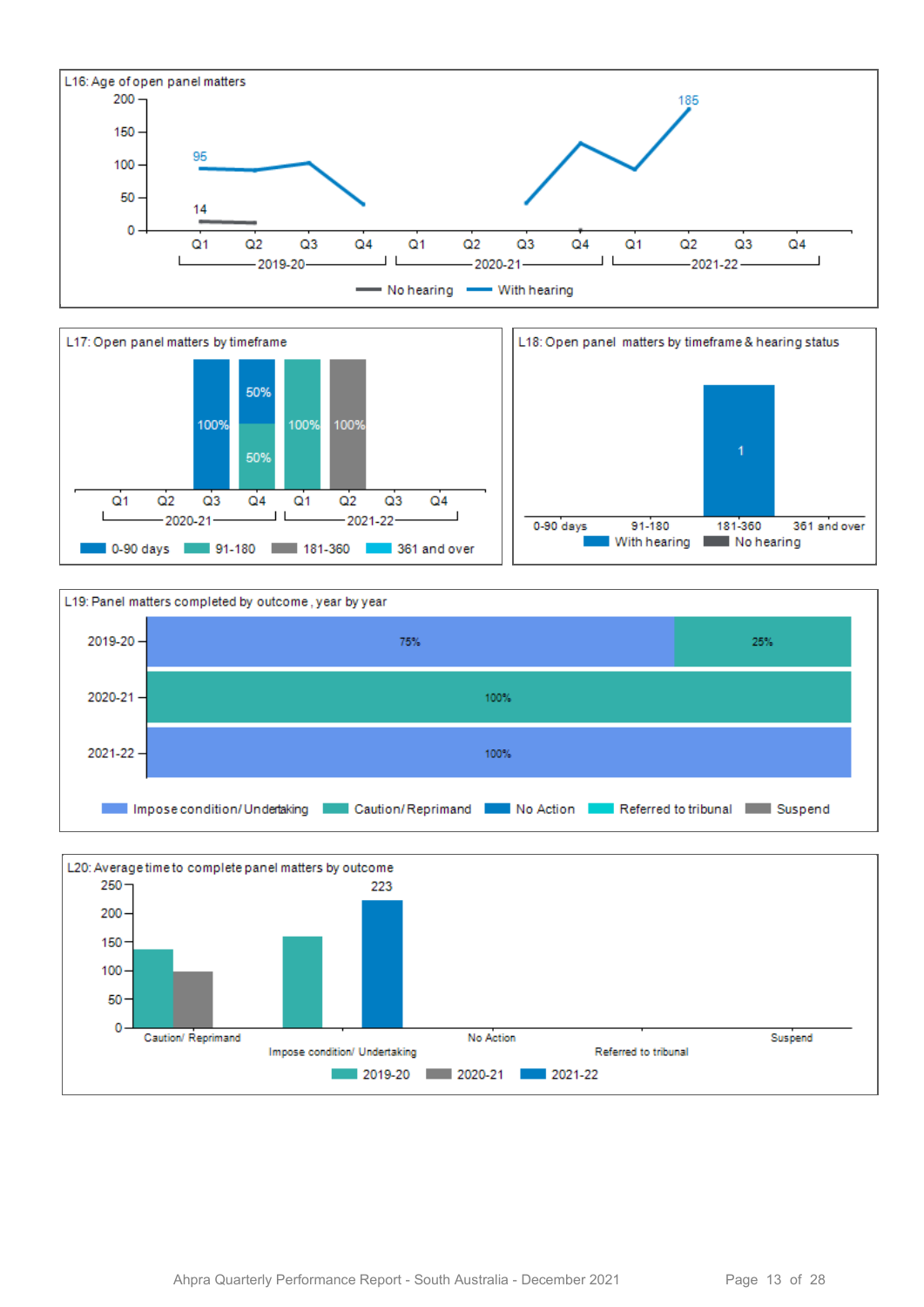L16: Age of open panel matters

| | 2019-20 Q1 | 2019-20 Q2 | 2019-20 Q3 | 2019-20 Q4 | 2020-21 Q1 | 2020-21 Q2 | 2020-21 Q3 | 2020-21 Q4 | 2021-22 Q1 | 2021-22 Q2 | 2021-22 Q3 | 2021-22 Q4 |
|---|---|---|---|---|---|---|---|---|---|---|---|---|
| No hearing | 14 | | | | | | | | | | | |
| With hearing | 95 | | | | | | | | | 185 | | |

L17: Open panel matters by timeframe

| | 2020-21 Q1 | 2020-21 Q2 | 2020-21 Q3 | 2020-21 Q4 | 2021-22 Q1 | 2021-22 Q2 | 2021-22 Q3 | 2021-22 Q4 |
|---|---|---|---|---|---|---|---|---|
| 0-90 days | | | 100% | 50% | | | | |
| 91-180 | | | | 50% | 100% | | | |
| 181-360 | | | | | | 100% | | |
| 361 and over | | | | | | | | |

L18: Open panel matters by timeframe & hearing status

| | 0-90 days | 91-180 | 181-360 | 361 and over |
|---|---|---|---|---|
| With hearing | | | 1 | |
| No hearing | | | | |

L19: Panel matters completed by outcome, year by year

| | Impose condition/ Undertaking | Caution/ Reprimand | No Action | Referred to tribunal | Suspend |
|---|---|---|---|---|---|
| 2019-20 | 75% | 25% | | | |
| 2020-21 | | 100% | | | |
| 2021-22 | 100% | | | | |

L20: Average time to complete panel matters by outcome

| | 2019-20 | 2020-21 | 2021-22 |
|---|---|---|---|
| Caution/ Reprimand | | | |
| Impose condition/ Undertaking | | | 223 |
| No Action | | | |
| Referred to tribunal | | | |
| Suspend | | | |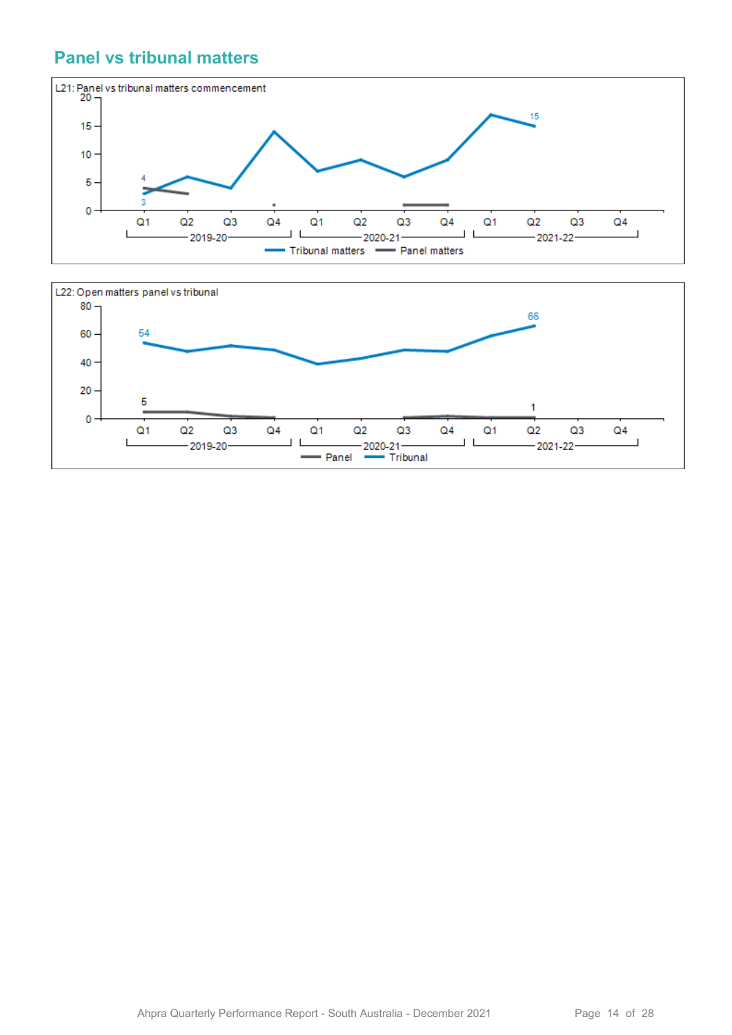## Panel vs tribunal matters

L21: Panel vs tribunal matters commencement

L22: Open matters panel vs tribunal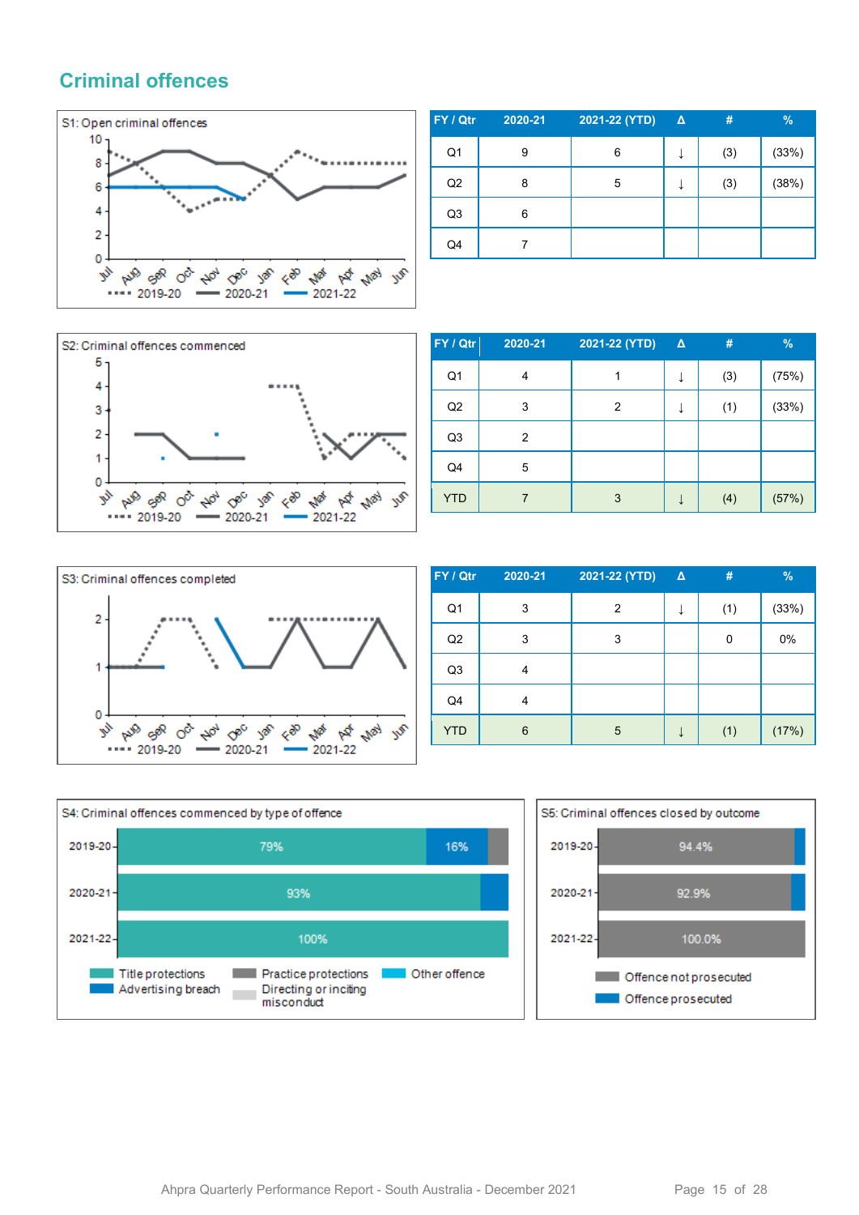## Criminal offences

S1: Open criminal offences

| FY / Qtr | 2020-21 | 2021-22 (YTD) | Δ | # | % |
|---|---|---|---|---|---|
| Q1 | 9 | 6 | ↓ | (3) | (33%) |
| Q2 | 8 | 5 | ↓ | (3) | (38%) |
| Q3 | 6 | | | | |
| Q4 | 7 | | | | |

S2: Criminal offences commenced

| FY / Qtr | 2020-21 | 2021-22 (YTD) | Δ | # | % |
|---|---|---|---|---|---|
| Q1 | 4 | 1 | ↓ | (3) | (75%) |
| Q2 | 3 | 2 | ↓ | (1) | (33%) |
| Q3 | 2 | | | | |
| Q4 | 5 | | | | |
| YTD | 7 | 3 | ↓ | (4) | (57%) |

S3: Criminal offences completed

| FY / Qtr | 2020-21 | 2021-22 (YTD) | Δ | # | % |
|---|---|---|---|---|---|
| Q1 | 3 | 2 | ↓ | (1) | (33%) |
| Q2 | 3 | 3 | | 0 | 0% |
| Q3 | 4 | | | | |
| Q4 | 4 | | | | |
| YTD | 6 | 5 | ↓ | (1) | (17%) |

S4: Criminal offences commenced by type of offence

S5: Criminal offences closed by outcome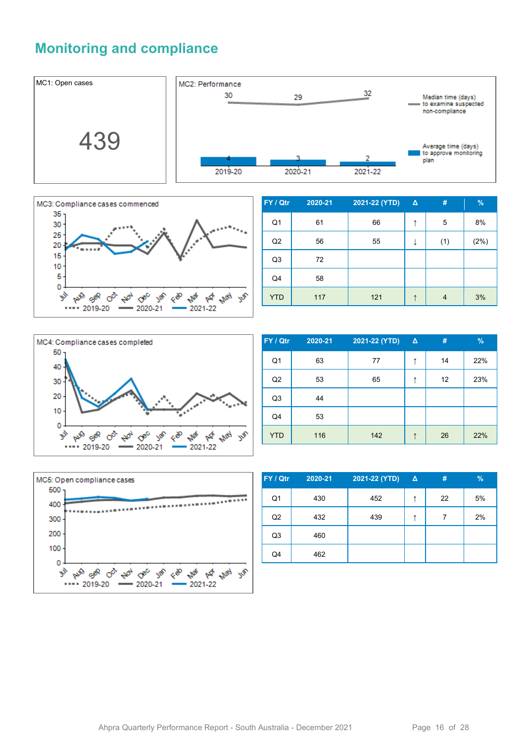## Monitoring and compliance

MC1: Open cases

439

MC2: Performance

| | 2019-20 | 2020-21 | 2021-22 |
|---|---|---|---|
| Median time (days) to examine suspected non-compliance | 30 | 29 | 32 |
| Average time (days) to approve monitoring plan | 4 | 3 | 2 |

MC3: Compliance cases commenced

| FY / Qtr | 2020-21 | 2021-22 (YTD) | Δ | # | % |
|---|---|---|---|---|---|
| Q1 | 61 | 66 | ↑ | 5 | 8% |
| Q2 | 56 | 55 | ↓ | (1) | (2%) |
| Q3 | 72 | | | | |
| Q4 | 58 | | | | |
| YTD | 117 | 121 | ↑ | 4 | 3% |

MC4: Compliance cases completed

| FY / Qtr | 2020-21 | 2021-22 (YTD) | Δ | # | % |
|---|---|---|---|---|---|
| Q1 | 63 | 77 | ↑ | 14 | 22% |
| Q2 | 53 | 65 | ↑ | 12 | 23% |
| Q3 | 44 | | | | |
| Q4 | 53 | | | | |
| YTD | 116 | 142 | ↑ | 26 | 22% |

MC5: Open compliance cases

| FY / Qtr | 2020-21 | 2021-22 (YTD) | Δ | # | % |
|---|---|---|---|---|---|
| Q1 | 430 | 452 | ↑ | 22 | 5% |
| Q2 | 432 | 439 | ↑ | 7 | 2% |
| Q3 | 460 | | | | |
| Q4 | 462 | | | | |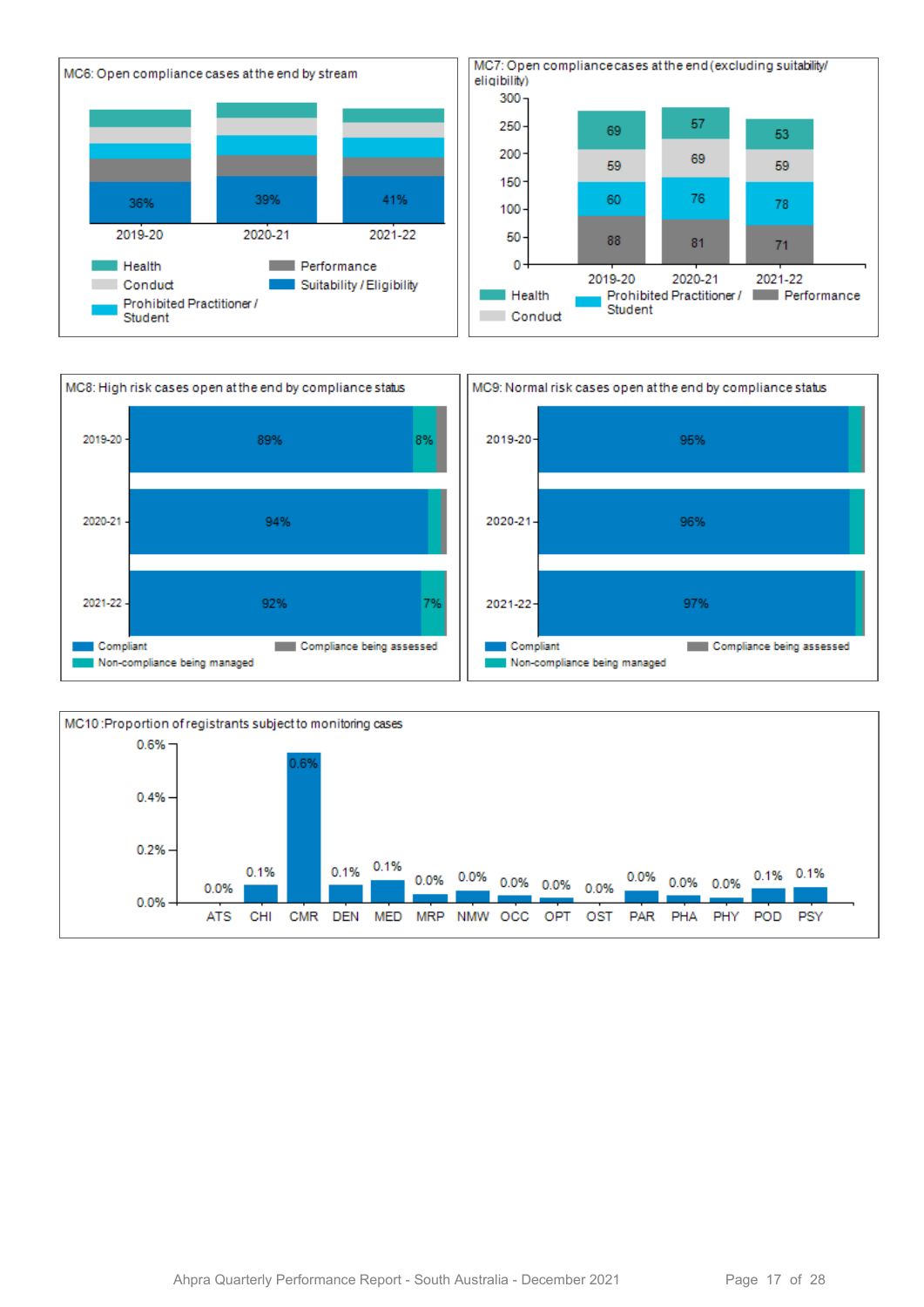MC6: Open compliance cases at the end by stream

| | 2019-20 | 2020-21 | 2021-22 |
|---|---|---|---|
| Suitability / Eligibility | 36% | 39% | 41% |

Health | Conduct | Prohibited Practitioner / Student | Performance | Suitability / Eligibility

MC7: Open compliance cases at the end (excluding suitability/ eligibility)

| | 2019-20 | 2020-21 | 2021-22 |
|---|---|---|---|
| Health | 69 | 57 | 53 |
| Conduct | 59 | 69 | 59 |
| Prohibited Practitioner / Student | 60 | 76 | 78 |
| Performance | 88 | 81 | 71 |

MC8: High risk cases open at the end by compliance status

| | Compliant | Non-compliance being managed |
|---|---|---|
| 2019-20 | 89% | 8% |
| 2020-21 | 94% | |
| 2021-22 | 92% | 7% |

Compliant | Non-compliance being managed | Compliance being assessed

MC9: Normal risk cases open at the end by compliance status

| | Compliant |
|---|---|
| 2019-20 | 95% |
| 2020-21 | 96% |
| 2021-22 | 97% |

Compliant | Non-compliance being managed | Compliance being assessed

MC10: Proportion of registrants subject to monitoring cases

| ATS | CHI | CMR | DEN | MED | MRP | NMW | OCC | OPT | OST | PAR | PHA | PHY | POD | PSY |
|---|---|---|---|---|---|---|---|---|---|---|---|---|---|---|
| 0.0% | 0.1% | 0.6% | 0.1% | 0.1% | 0.0% | 0.0% | 0.0% | 0.0% | 0.0% | 0.0% | 0.0% | 0.0% | 0.1% | 0.1% |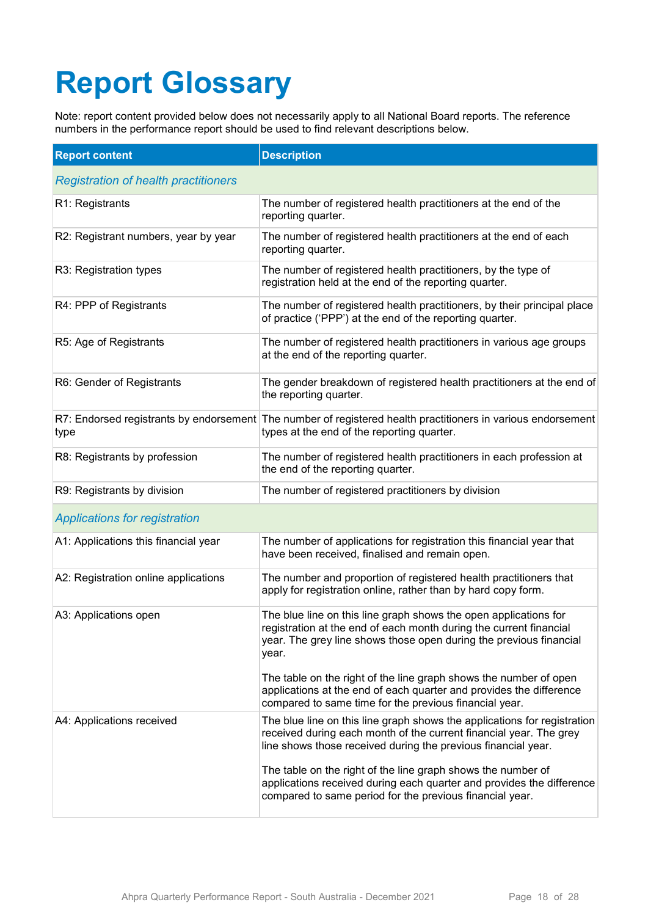# Report Glossary

Note: report content provided below does not necessarily apply to all National Board reports. The reference numbers in the performance report should be used to find relevant descriptions below.

| Report content | Description |
|---|---|
| *Registration of health practitioners* | |
| R1: Registrants | The number of registered health practitioners at the end of the reporting quarter. |
| R2: Registrant numbers, year by year | The number of registered health practitioners at the end of each reporting quarter. |
| R3: Registration types | The number of registered health practitioners, by the type of registration held at the end of the reporting quarter. |
| R4: PPP of Registrants | The number of registered health practitioners, by their principal place of practice ('PPP') at the end of the reporting quarter. |
| R5: Age of Registrants | The number of registered health practitioners in various age groups at the end of the reporting quarter. |
| R6: Gender of Registrants | The gender breakdown of registered health practitioners at the end of the reporting quarter. |
| R7: Endorsed registrants by endorsement type | The number of registered health practitioners in various endorsement types at the end of the reporting quarter. |
| R8: Registrants by profession | The number of registered health practitioners in each profession at the end of the reporting quarter. |
| R9: Registrants by division | The number of registered practitioners by division |
| *Applications for registration* | |
| A1: Applications this financial year | The number of applications for registration this financial year that have been received, finalised and remain open. |
| A2: Registration online applications | The number and proportion of registered health practitioners that apply for registration online, rather than by hard copy form. |
| A3: Applications open | The blue line on this line graph shows the open applications for registration at the end of each month during the current financial year. The grey line shows those open during the previous financial year.<br><br>The table on the right of the line graph shows the number of open applications at the end of each quarter and provides the difference compared to same time for the previous financial year. |
| A4: Applications received | The blue line on this line graph shows the applications for registration received during each month of the current financial year. The grey line shows those received during the previous financial year.<br><br>The table on the right of the line graph shows the number of applications received during each quarter and provides the difference compared to same period for the previous financial year. |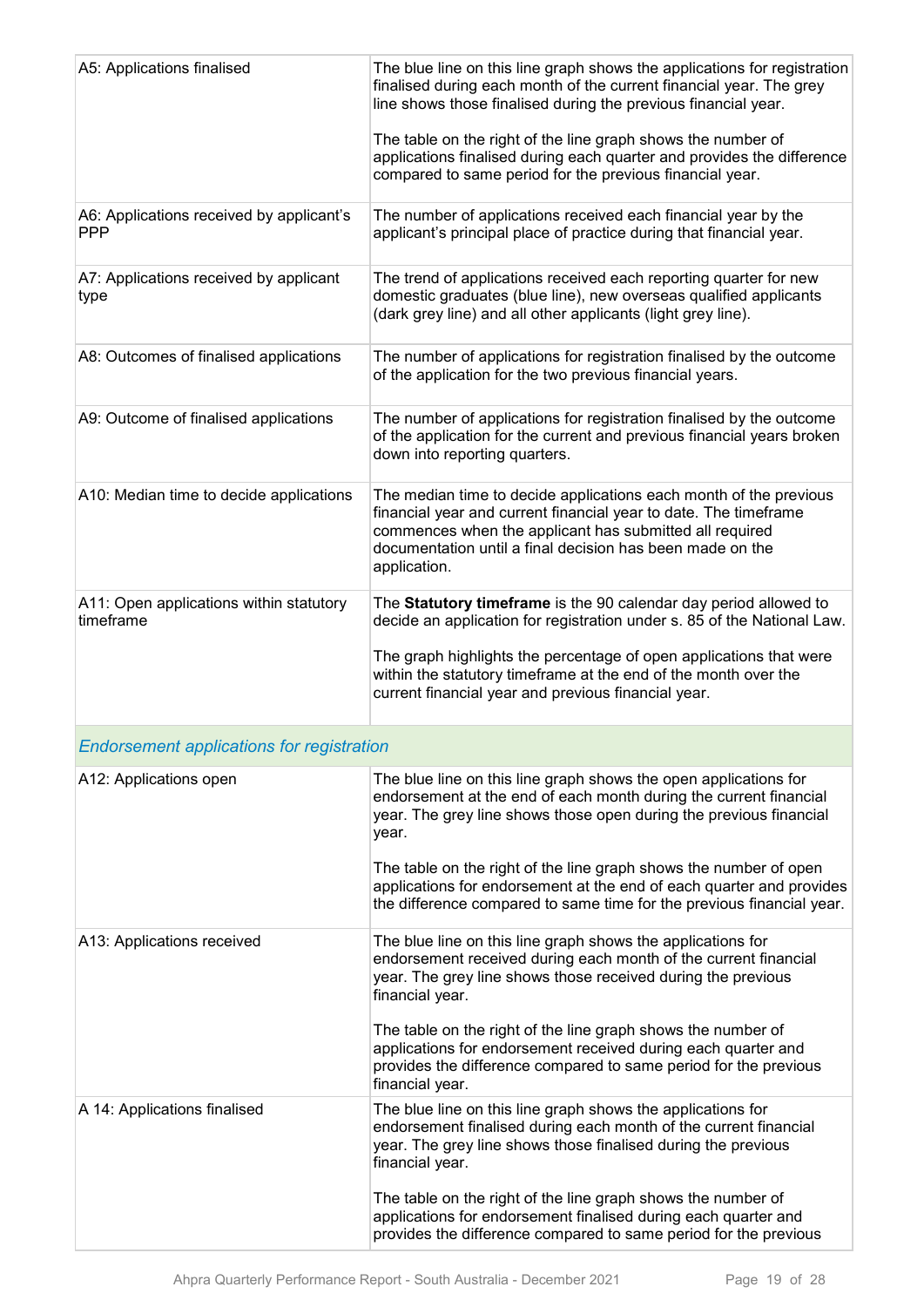| | |
|---|---|
| A5: Applications finalised | The blue line on this line graph shows the applications for registration finalised during each month of the current financial year. The grey line shows those finalised during the previous financial year.<br><br>The table on the right of the line graph shows the number of applications finalised during each quarter and provides the difference compared to same period for the previous financial year. |
| A6: Applications received by applicant's PPP | The number of applications received each financial year by the applicant's principal place of practice during that financial year. |
| A7: Applications received by applicant type | The trend of applications received each reporting quarter for new domestic graduates (blue line), new overseas qualified applicants (dark grey line) and all other applicants (light grey line). |
| A8: Outcomes of finalised applications | The number of applications for registration finalised by the outcome of the application for the two previous financial years. |
| A9: Outcome of finalised applications | The number of applications for registration finalised by the outcome of the application for the current and previous financial years broken down into reporting quarters. |
| A10: Median time to decide applications | The median time to decide applications each month of the previous financial year and current financial year to date. The timeframe commences when the applicant has submitted all required documentation until a final decision has been made on the application. |
| A11: Open applications within statutory timeframe | The **Statutory timeframe** is the 90 calendar day period allowed to decide an application for registration under s. 85 of the National Law.<br><br>The graph highlights the percentage of open applications that were within the statutory timeframe at the end of the month over the current financial year and previous financial year. |
| *Endorsement applications for registration* | |
| A12: Applications open | The blue line on this line graph shows the open applications for endorsement at the end of each month during the current financial year. The grey line shows those open during the previous financial year.<br><br>The table on the right of the line graph shows the number of open applications for endorsement at the end of each quarter and provides the difference compared to same time for the previous financial year. |
| A13: Applications received | The blue line on this line graph shows the applications for endorsement received during each month of the current financial year. The grey line shows those received during the previous financial year.<br><br>The table on the right of the line graph shows the number of applications for endorsement received during each quarter and provides the difference compared to same period for the previous financial year. |
| A 14: Applications finalised | The blue line on this line graph shows the applications for endorsement finalised during each month of the current financial year. The grey line shows those finalised during the previous financial year.<br><br>The table on the right of the line graph shows the number of applications for endorsement finalised during each quarter and provides the difference compared to same period for the previous |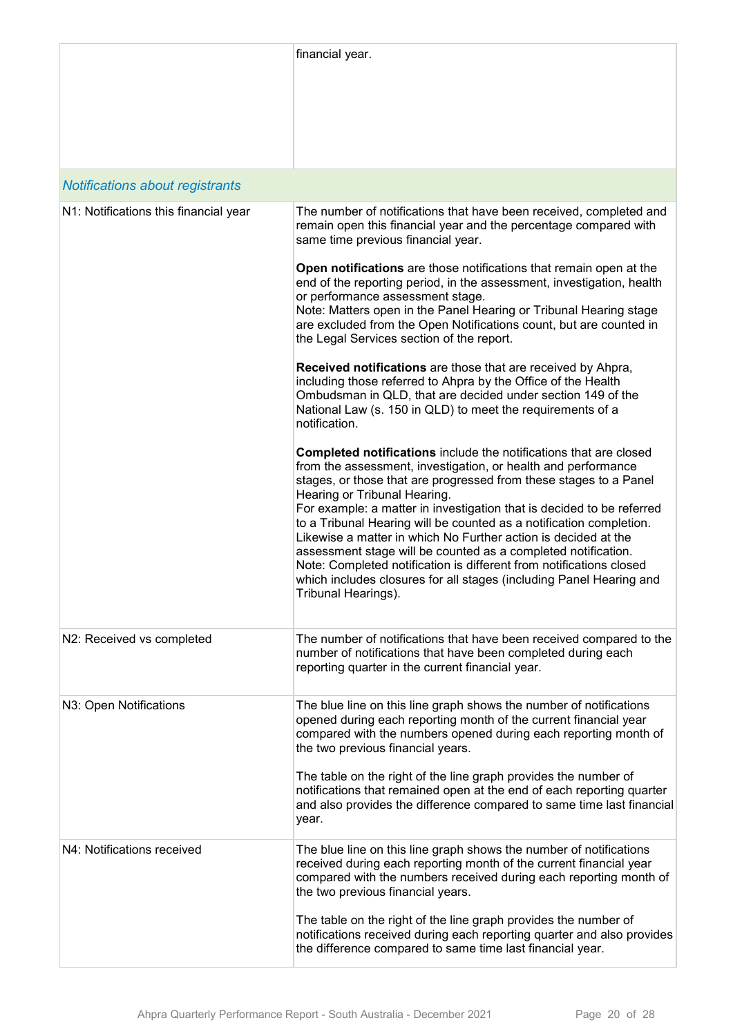| | |
|---|---|
| | financial year. |
| *Notifications about registrants* | |
| N1: Notifications this financial year | The number of notifications that have been received, completed and remain open this financial year and the percentage compared with same time previous financial year.<br><br>**Open notifications** are those notifications that remain open at the end of the reporting period, in the assessment, investigation, health or performance assessment stage.<br>Note: Matters open in the Panel Hearing or Tribunal Hearing stage are excluded from the Open Notifications count, but are counted in the Legal Services section of the report.<br><br>**Received notifications** are those that are received by Ahpra, including those referred to Ahpra by the Office of the Health Ombudsman in QLD, that are decided under section 149 of the National Law (s. 150 in QLD) to meet the requirements of a notification.<br><br>**Completed notifications** include the notifications that are closed from the assessment, investigation, or health and performance stages, or those that are progressed from these stages to a Panel Hearing or Tribunal Hearing.<br>For example: a matter in investigation that is decided to be referred to a Tribunal Hearing will be counted as a notification completion. Likewise a matter in which No Further action is decided at the assessment stage will be counted as a completed notification.<br>Note: Completed notification is different from notifications closed which includes closures for all stages (including Panel Hearing and Tribunal Hearings). |
| N2: Received vs completed | The number of notifications that have been received compared to the number of notifications that have been completed during each reporting quarter in the current financial year. |
| N3: Open Notifications | The blue line on this line graph shows the number of notifications opened during each reporting month of the current financial year compared with the numbers opened during each reporting month of the two previous financial years.<br><br>The table on the right of the line graph provides the number of notifications that remained open at the end of each reporting quarter and also provides the difference compared to same time last financial year. |
| N4: Notifications received | The blue line on this line graph shows the number of notifications received during each reporting month of the current financial year compared with the numbers received during each reporting month of the two previous financial years.<br><br>The table on the right of the line graph provides the number of notifications received during each reporting quarter and also provides the difference compared to same time last financial year. |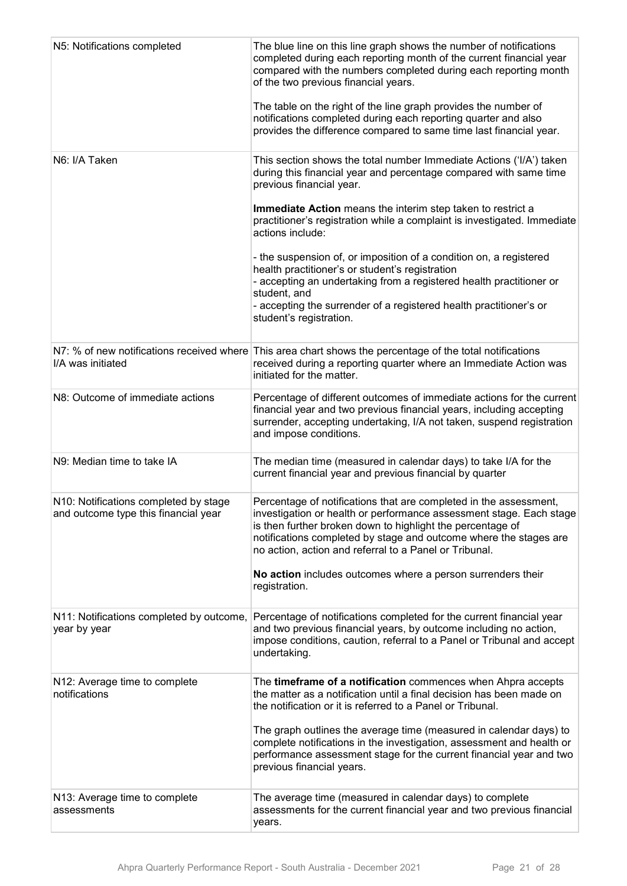| | |
|---|---|
| N5: Notifications completed | The blue line on this line graph shows the number of notifications completed during each reporting month of the current financial year compared with the numbers completed during each reporting month of the two previous financial years.<br><br>The table on the right of the line graph provides the number of notifications completed during each reporting quarter and also provides the difference compared to same time last financial year. |
| N6: I/A Taken | This section shows the total number Immediate Actions ('I/A') taken during this financial year and percentage compared with same time previous financial year.<br><br>**Immediate Action** means the interim step taken to restrict a practitioner's registration while a complaint is investigated. Immediate actions include:<br><br>- the suspension of, or imposition of a condition on, a registered health practitioner's or student's registration<br>- accepting an undertaking from a registered health practitioner or student, and<br>- accepting the surrender of a registered health practitioner's or student's registration. |
| N7: % of new notifications received where I/A was initiated | This area chart shows the percentage of the total notifications received during a reporting quarter where an Immediate Action was initiated for the matter. |
| N8: Outcome of immediate actions | Percentage of different outcomes of immediate actions for the current financial year and two previous financial years, including accepting surrender, accepting undertaking, I/A not taken, suspend registration and impose conditions. |
| N9: Median time to take IA | The median time (measured in calendar days) to take I/A for the current financial year and previous financial by quarter |
| N10: Notifications completed by stage and outcome type this financial year | Percentage of notifications that are completed in the assessment, investigation or health or performance assessment stage. Each stage is then further broken down to highlight the percentage of notifications completed by stage and outcome where the stages are no action, action and referral to a Panel or Tribunal.<br><br>**No action** includes outcomes where a person surrenders their registration. |
| N11: Notifications completed by outcome, year by year | Percentage of notifications completed for the current financial year and two previous financial years, by outcome including no action, impose conditions, caution, referral to a Panel or Tribunal and accept undertaking. |
| N12: Average time to complete notifications | The **timeframe of a notification** commences when Ahpra accepts the matter as a notification until a final decision has been made on the notification or it is referred to a Panel or Tribunal.<br><br>The graph outlines the average time (measured in calendar days) to complete notifications in the investigation, assessment and health or performance assessment stage for the current financial year and two previous financial years. |
| N13: Average time to complete assessments | The average time (measured in calendar days) to complete assessments for the current financial year and two previous financial years. |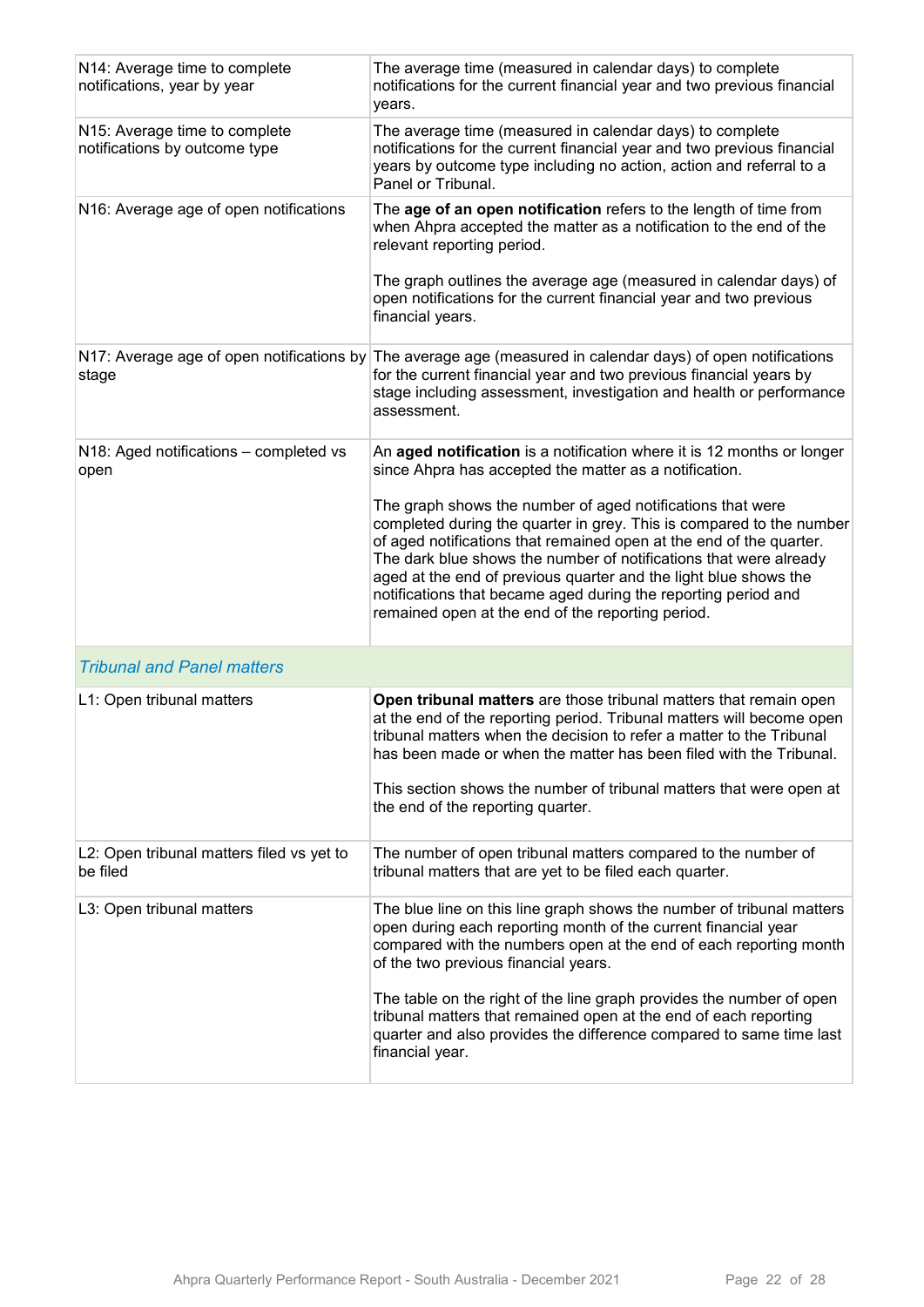| | |
|---|---|
| N14: Average time to complete notifications, year by year | The average time (measured in calendar days) to complete notifications for the current financial year and two previous financial years. |
| N15: Average time to complete notifications by outcome type | The average time (measured in calendar days) to complete notifications for the current financial year and two previous financial years by outcome type including no action, action and referral to a Panel or Tribunal. |
| N16: Average age of open notifications | The **age of an open notification** refers to the length of time from when Ahpra accepted the matter as a notification to the end of the relevant reporting period.<br><br>The graph outlines the average age (measured in calendar days) of open notifications for the current financial year and two previous financial years. |
| N17: Average age of open notifications by stage | The average age (measured in calendar days) of open notifications for the current financial year and two previous financial years by stage including assessment, investigation and health or performance assessment. |
| N18: Aged notifications – completed vs open | An **aged notification** is a notification where it is 12 months or longer since Ahpra has accepted the matter as a notification.<br><br>The graph shows the number of aged notifications that were completed during the quarter in grey. This is compared to the number of aged notifications that remained open at the end of the quarter. The dark blue shows the number of notifications that were already aged at the end of previous quarter and the light blue shows the notifications that became aged during the reporting period and remained open at the end of the reporting period. |
| *Tribunal and Panel matters* | |
| L1: Open tribunal matters | **Open tribunal matters** are those tribunal matters that remain open at the end of the reporting period. Tribunal matters will become open tribunal matters when the decision to refer a matter to the Tribunal has been made or when the matter has been filed with the Tribunal.<br><br>This section shows the number of tribunal matters that were open at the end of the reporting quarter. |
| L2: Open tribunal matters filed vs yet to be filed | The number of open tribunal matters compared to the number of tribunal matters that are yet to be filed each quarter. |
| L3: Open tribunal matters | The blue line on this line graph shows the number of tribunal matters open during each reporting month of the current financial year compared with the numbers open at the end of each reporting month of the two previous financial years.<br><br>The table on the right of the line graph provides the number of open tribunal matters that remained open at the end of each reporting quarter and also provides the difference compared to same time last financial year. |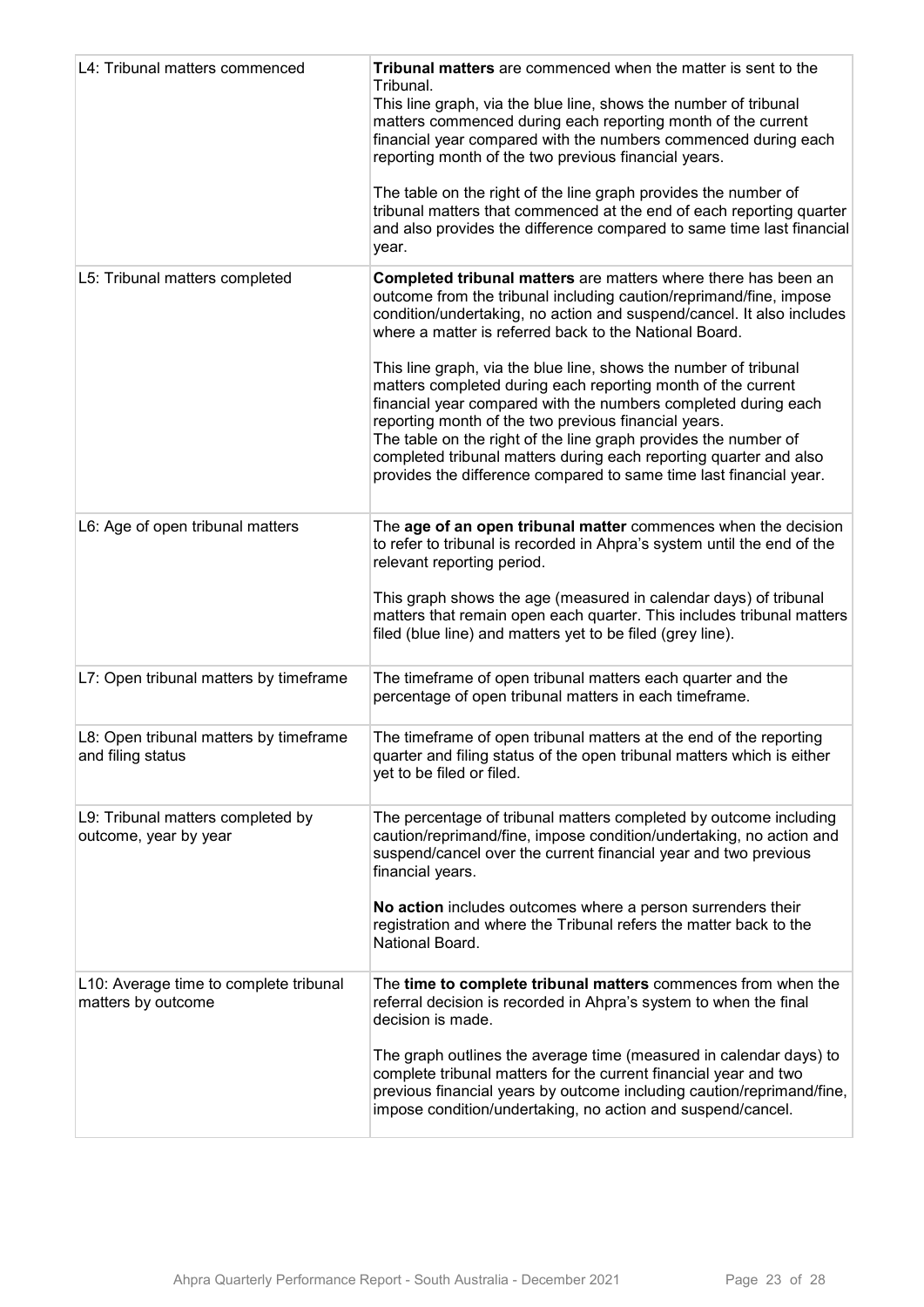| | |
|---|---|
| L4: Tribunal matters commenced | **Tribunal matters** are commenced when the matter is sent to the Tribunal.<br>This line graph, via the blue line, shows the number of tribunal matters commenced during each reporting month of the current financial year compared with the numbers commenced during each reporting month of the two previous financial years.<br><br>The table on the right of the line graph provides the number of tribunal matters that commenced at the end of each reporting quarter and also provides the difference compared to same time last financial year. |
| L5: Tribunal matters completed | **Completed tribunal matters** are matters where there has been an outcome from the tribunal including caution/reprimand/fine, impose condition/undertaking, no action and suspend/cancel. It also includes where a matter is referred back to the National Board.<br><br>This line graph, via the blue line, shows the number of tribunal matters completed during each reporting month of the current financial year compared with the numbers completed during each reporting month of the two previous financial years.<br>The table on the right of the line graph provides the number of completed tribunal matters during each reporting quarter and also provides the difference compared to same time last financial year. |
| L6: Age of open tribunal matters | The **age of an open tribunal matter** commences when the decision to refer to tribunal is recorded in Ahpra's system until the end of the relevant reporting period.<br><br>This graph shows the age (measured in calendar days) of tribunal matters that remain open each quarter. This includes tribunal matters filed (blue line) and matters yet to be filed (grey line). |
| L7: Open tribunal matters by timeframe | The timeframe of open tribunal matters each quarter and the percentage of open tribunal matters in each timeframe. |
| L8: Open tribunal matters by timeframe and filing status | The timeframe of open tribunal matters at the end of the reporting quarter and filing status of the open tribunal matters which is either yet to be filed or filed. |
| L9: Tribunal matters completed by outcome, year by year | The percentage of tribunal matters completed by outcome including caution/reprimand/fine, impose condition/undertaking, no action and suspend/cancel over the current financial year and two previous financial years.<br><br>**No action** includes outcomes where a person surrenders their registration and where the Tribunal refers the matter back to the National Board. |
| L10: Average time to complete tribunal matters by outcome | The **time to complete tribunal matters** commences from when the referral decision is recorded in Ahpra's system to when the final decision is made.<br><br>The graph outlines the average time (measured in calendar days) to complete tribunal matters for the current financial year and two previous financial years by outcome including caution/reprimand/fine, impose condition/undertaking, no action and suspend/cancel. |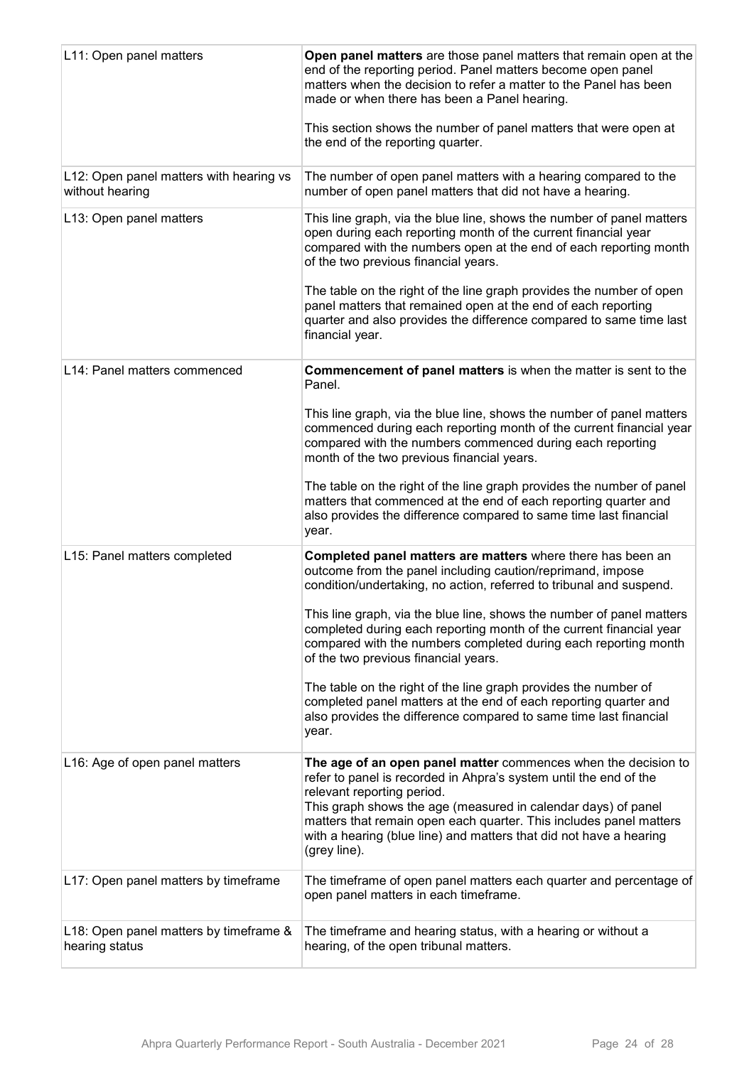| | |
|---|---|
| L11: Open panel matters | **Open panel matters** are those panel matters that remain open at the end of the reporting period. Panel matters become open panel matters when the decision to refer a matter to the Panel has been made or when there has been a Panel hearing.<br><br>This section shows the number of panel matters that were open at the end of the reporting quarter. |
| L12: Open panel matters with hearing vs without hearing | The number of open panel matters with a hearing compared to the number of open panel matters that did not have a hearing. |
| L13: Open panel matters | This line graph, via the blue line, shows the number of panel matters open during each reporting month of the current financial year compared with the numbers open at the end of each reporting month of the two previous financial years.<br><br>The table on the right of the line graph provides the number of open panel matters that remained open at the end of each reporting quarter and also provides the difference compared to same time last financial year. |
| L14: Panel matters commenced | **Commencement of panel matters** is when the matter is sent to the Panel.<br><br>This line graph, via the blue line, shows the number of panel matters commenced during each reporting month of the current financial year compared with the numbers commenced during each reporting month of the two previous financial years.<br><br>The table on the right of the line graph provides the number of panel matters that commenced at the end of each reporting quarter and also provides the difference compared to same time last financial year. |
| L15: Panel matters completed | **Completed panel matters are matters** where there has been an outcome from the panel including caution/reprimand, impose condition/undertaking, no action, referred to tribunal and suspend.<br><br>This line graph, via the blue line, shows the number of panel matters completed during each reporting month of the current financial year compared with the numbers completed during each reporting month of the two previous financial years.<br><br>The table on the right of the line graph provides the number of completed panel matters at the end of each reporting quarter and also provides the difference compared to same time last financial year. |
| L16: Age of open panel matters | **The age of an open panel matter** commences when the decision to refer to panel is recorded in Ahpra's system until the end of the relevant reporting period.<br>This graph shows the age (measured in calendar days) of panel matters that remain open each quarter. This includes panel matters with a hearing (blue line) and matters that did not have a hearing (grey line). |
| L17: Open panel matters by timeframe | The timeframe of open panel matters each quarter and percentage of open panel matters in each timeframe. |
| L18: Open panel matters by timeframe & hearing status | The timeframe and hearing status, with a hearing or without a hearing, of the open tribunal matters. |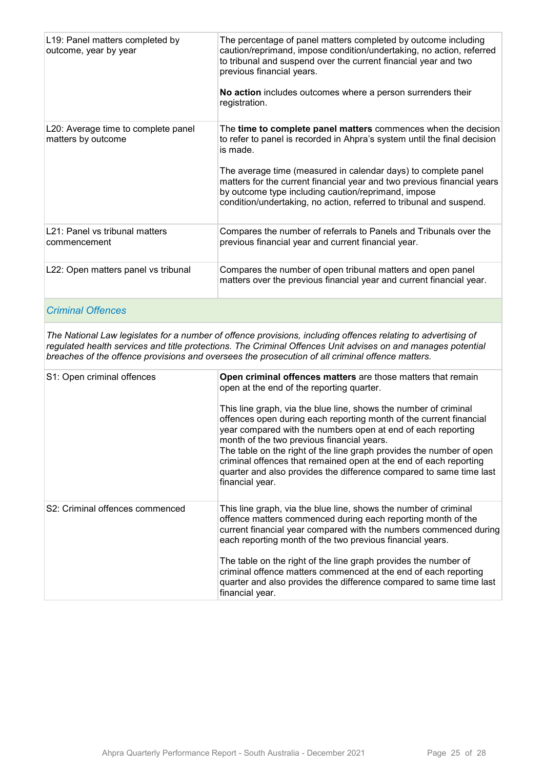| | |
|---|---|
| L19: Panel matters completed by outcome, year by year | The percentage of panel matters completed by outcome including caution/reprimand, impose condition/undertaking, no action, referred to tribunal and suspend over the current financial year and two previous financial years.<br><br>**No action** includes outcomes where a person surrenders their registration. |
| L20: Average time to complete panel matters by outcome | The **time to complete panel matters** commences when the decision to refer to panel is recorded in Ahpra's system until the final decision is made.<br><br>The average time (measured in calendar days) to complete panel matters for the current financial year and two previous financial years by outcome type including caution/reprimand, impose condition/undertaking, no action, referred to tribunal and suspend. |
| L21: Panel vs tribunal matters commencement | Compares the number of referrals to Panels and Tribunals over the previous financial year and current financial year. |
| L22: Open matters panel vs tribunal | Compares the number of open tribunal matters and open panel matters over the previous financial year and current financial year. |

## *Criminal Offences*

*The National Law legislates for a number of offence provisions, including offences relating to advertising of regulated health services and title protections. The Criminal Offences Unit advises on and manages potential breaches of the offence provisions and oversees the prosecution of all criminal offence matters.*

| | |
|---|---|
| S1: Open criminal offences | **Open criminal offences matters** are those matters that remain open at the end of the reporting quarter.<br><br>This line graph, via the blue line, shows the number of criminal offences open during each reporting month of the current financial year compared with the numbers open at end of each reporting month of the two previous financial years.<br>The table on the right of the line graph provides the number of open criminal offences that remained open at the end of each reporting quarter and also provides the difference compared to same time last financial year. |
| S2: Criminal offences commenced | This line graph, via the blue line, shows the number of criminal offence matters commenced during each reporting month of the current financial year compared with the numbers commenced during each reporting month of the two previous financial years.<br><br>The table on the right of the line graph provides the number of criminal offence matters commenced at the end of each reporting quarter and also provides the difference compared to same time last financial year. |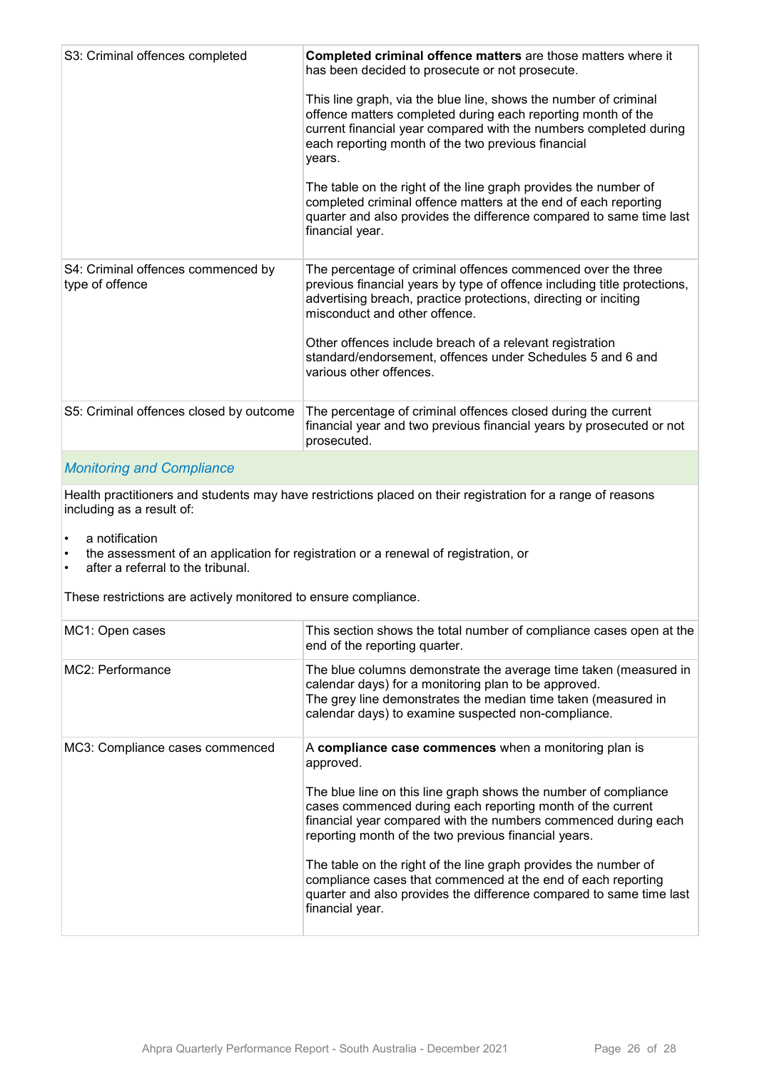| | |
|---|---|
| S3: Criminal offences completed | **Completed criminal offence matters** are those matters where it has been decided to prosecute or not prosecute.<br><br>This line graph, via the blue line, shows the number of criminal offence matters completed during each reporting month of the current financial year compared with the numbers completed during each reporting month of the two previous financial years.<br><br>The table on the right of the line graph provides the number of completed criminal offence matters at the end of each reporting quarter and also provides the difference compared to same time last financial year. |
| S4: Criminal offences commenced by type of offence | The percentage of criminal offences commenced over the three previous financial years by type of offence including title protections, advertising breach, practice protections, directing or inciting misconduct and other offence.<br><br>Other offences include breach of a relevant registration standard/endorsement, offences under Schedules 5 and 6 and various other offences. |
| S5: Criminal offences closed by outcome | The percentage of criminal offences closed during the current financial year and two previous financial years by prosecuted or not prosecuted. |

## *Monitoring and Compliance*

Health practitioners and students may have restrictions placed on their registration for a range of reasons including as a result of:

- a notification
- the assessment of an application for registration or a renewal of registration, or
- after a referral to the tribunal.

These restrictions are actively monitored to ensure compliance.

| | |
|---|---|
| MC1: Open cases | This section shows the total number of compliance cases open at the end of the reporting quarter. |
| MC2: Performance | The blue columns demonstrate the average time taken (measured in calendar days) for a monitoring plan to be approved.<br>The grey line demonstrates the median time taken (measured in calendar days) to examine suspected non-compliance. |
| MC3: Compliance cases commenced | A **compliance case commences** when a monitoring plan is approved.<br><br>The blue line on this line graph shows the number of compliance cases commenced during each reporting month of the current financial year compared with the numbers commenced during each reporting month of the two previous financial years.<br><br>The table on the right of the line graph provides the number of compliance cases that commenced at the end of each reporting quarter and also provides the difference compared to same time last financial year. |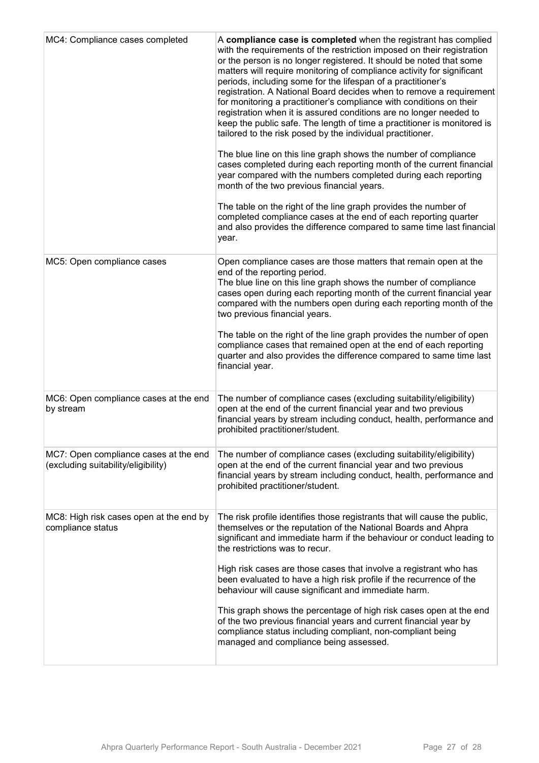| | |
|---|---|
| MC4: Compliance cases completed | A **compliance case is completed** when the registrant has complied with the requirements of the restriction imposed on their registration or the person is no longer registered. It should be noted that some matters will require monitoring of compliance activity for significant periods, including some for the lifespan of a practitioner's registration. A National Board decides when to remove a requirement for monitoring a practitioner's compliance with conditions on their registration when it is assured conditions are no longer needed to keep the public safe. The length of time a practitioner is monitored is tailored to the risk posed by the individual practitioner.<br><br>The blue line on this line graph shows the number of compliance cases completed during each reporting month of the current financial year compared with the numbers completed during each reporting month of the two previous financial years.<br><br>The table on the right of the line graph provides the number of completed compliance cases at the end of each reporting quarter and also provides the difference compared to same time last financial year. |
| MC5: Open compliance cases | Open compliance cases are those matters that remain open at the end of the reporting period.<br>The blue line on this line graph shows the number of compliance cases open during each reporting month of the current financial year compared with the numbers open during each reporting month of the two previous financial years.<br><br>The table on the right of the line graph provides the number of open compliance cases that remained open at the end of each reporting quarter and also provides the difference compared to same time last financial year. |
| MC6: Open compliance cases at the end by stream | The number of compliance cases (excluding suitability/eligibility) open at the end of the current financial year and two previous financial years by stream including conduct, health, performance and prohibited practitioner/student. |
| MC7: Open compliance cases at the end (excluding suitability/eligibility) | The number of compliance cases (excluding suitability/eligibility) open at the end of the current financial year and two previous financial years by stream including conduct, health, performance and prohibited practitioner/student. |
| MC8: High risk cases open at the end by compliance status | The risk profile identifies those registrants that will cause the public, themselves or the reputation of the National Boards and Ahpra significant and immediate harm if the behaviour or conduct leading to the restrictions was to recur.<br><br>High risk cases are those cases that involve a registrant who has been evaluated to have a high risk profile if the recurrence of the behaviour will cause significant and immediate harm.<br><br>This graph shows the percentage of high risk cases open at the end of the two previous financial years and current financial year by compliance status including compliant, non-compliant being managed and compliance being assessed. |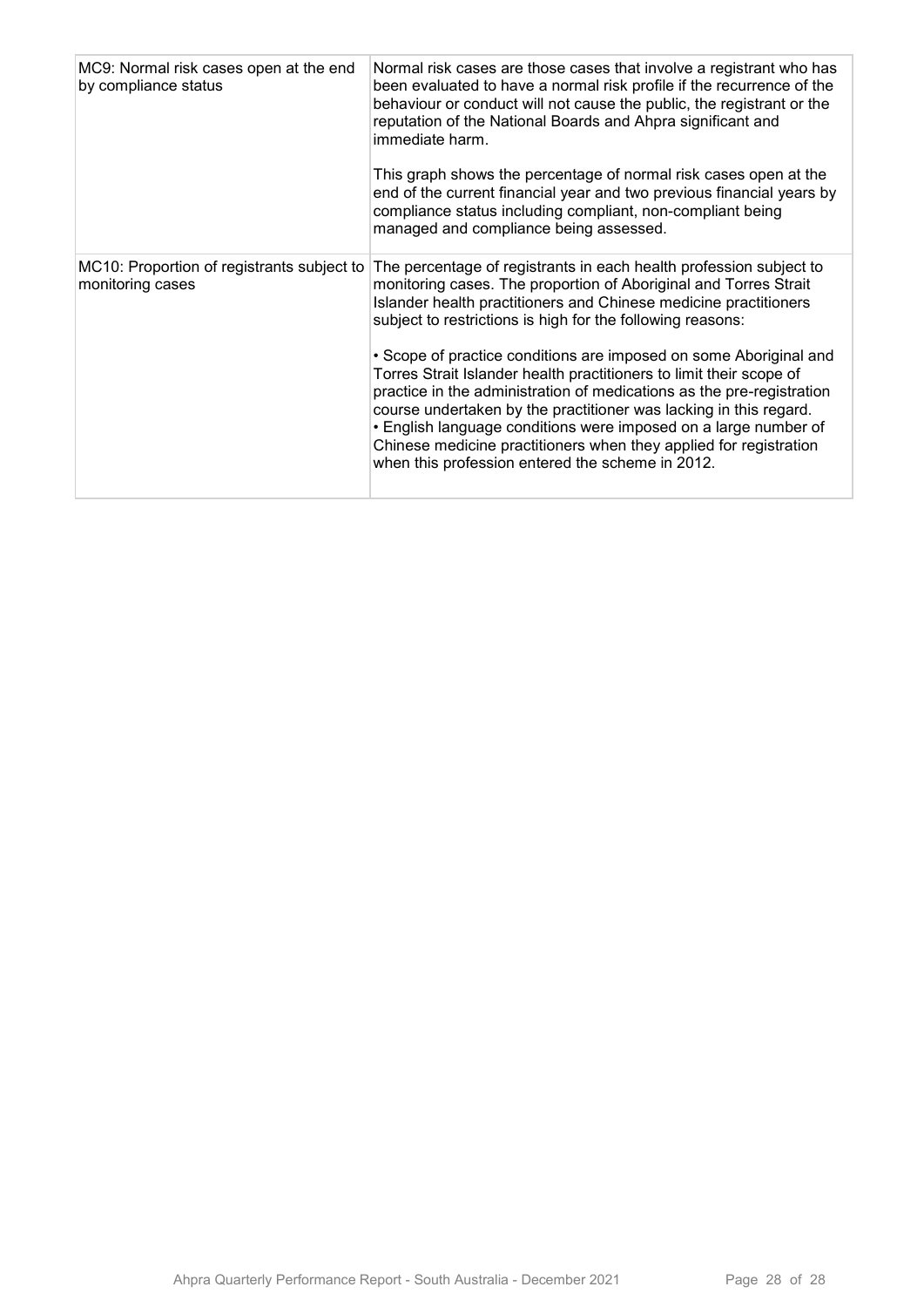| | |
|---|---|
| MC9: Normal risk cases open at the end by compliance status | Normal risk cases are those cases that involve a registrant who has been evaluated to have a normal risk profile if the recurrence of the behaviour or conduct will not cause the public, the registrant or the reputation of the National Boards and Ahpra significant and immediate harm.<br><br>This graph shows the percentage of normal risk cases open at the end of the current financial year and two previous financial years by compliance status including compliant, non-compliant being managed and compliance being assessed. |
| MC10: Proportion of registrants subject to monitoring cases | The percentage of registrants in each health profession subject to monitoring cases. The proportion of Aboriginal and Torres Strait Islander health practitioners and Chinese medicine practitioners subject to restrictions is high for the following reasons:<br><br>• Scope of practice conditions are imposed on some Aboriginal and Torres Strait Islander health practitioners to limit their scope of practice in the administration of medications as the pre-registration course undertaken by the practitioner was lacking in this regard.<br>• English language conditions were imposed on a large number of Chinese medicine practitioners when they applied for registration when this profession entered the scheme in 2012. |